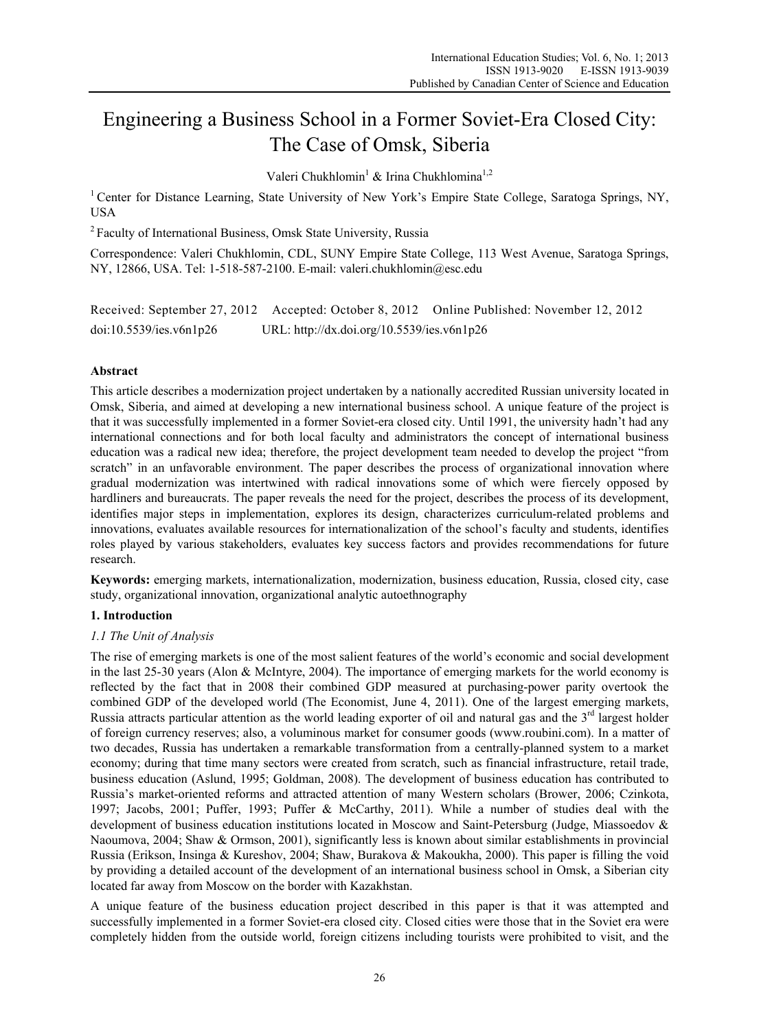# Engineering a Business School in a Former Soviet-Era Closed City: The Case of Omsk, Siberia

Valeri Chukhlomin[1] & Irina Chukhlomina[1,2]

[1] Center for Distance Learning, State University of New York's Empire State College, Saratoga Springs, NY, USA

[2] Faculty of International Business, Omsk State University, Russia

Correspondence: Valeri Chukhlomin, CDL, SUNY Empire State College, 113 West Avenue, Saratoga Springs, NY, 12866, USA. Tel: 1-518-587-2100. E-mail: valeri.chukhlomin@esc.edu

Received: September 27, 2012 Accepted: October 8, 2012 Online Published: November 12, 2012

doi:10.5539/ies.v6n1p26 URL: http://dx.doi.org/10.5539/ies.v6n1p26

**Abstract**

This article describes a modernization project undertaken by a nationally accredited Russian university located in Omsk, Siberia, and aimed at developing a new international business school. A unique feature of the project is that it was successfully implemented in a former Soviet-era closed city. Until 1991, the university hadn't had any international connections and for both local faculty and administrators the concept of international business education was a radical new idea; therefore, the project development team needed to develop the project "from scratch" in an unfavorable environment. The paper describes the process of organizational innovation where gradual modernization was intertwined with radical innovations some of which were fiercely opposed by hardliners and bureaucrats. The paper reveals the need for the project, describes the process of its development, identifies major steps in implementation, explores its design, characterizes curriculum-related problems and innovations, evaluates available resources for internationalization of the school's faculty and students, identifies roles played by various stakeholders, evaluates key success factors and provides recommendations for future research.

**Keywords:** emerging markets, internationalization, modernization, business education, Russia, closed city, case study, organizational innovation, organizational analytic autoethnography

## 1. Introduction

### *1.1 The Unit of Analysis*

The rise of emerging markets is one of the most salient features of the world's economic and social development in the last 25-30 years (Alon & McIntyre, 2004). The importance of emerging markets for the world economy is reflected by the fact that in 2008 their combined GDP measured at purchasing-power parity overtook the combined GDP of the developed world (The Economist, June 4, 2011). One of the largest emerging markets, Russia attracts particular attention as the world leading exporter of oil and natural gas and the 3rd largest holder of foreign currency reserves; also, a voluminous market for consumer goods (www.roubini.com). In a matter of two decades, Russia has undertaken a remarkable transformation from a centrally-planned system to a market economy; during that time many sectors were created from scratch, such as financial infrastructure, retail trade, business education (Aslund, 1995; Goldman, 2008). The development of business education has contributed to Russia's market-oriented reforms and attracted attention of many Western scholars (Brower, 2006; Czinkota, 1997; Jacobs, 2001; Puffer, 1993; Puffer & McCarthy, 2011). While a number of studies deal with the development of business education institutions located in Moscow and Saint-Petersburg (Judge, Miassoedov & Naoumova, 2004; Shaw & Ormson, 2001), significantly less is known about similar establishments in provincial Russia (Erikson, Insinga & Kureshov, 2004; Shaw, Burakova & Makoukha, 2000). This paper is filling the void by providing a detailed account of the development of an international business school in Omsk, a Siberian city located far away from Moscow on the border with Kazakhstan.

A unique feature of the business education project described in this paper is that it was attempted and successfully implemented in a former Soviet-era closed city. Closed cities were those that in the Soviet era were completely hidden from the outside world, foreign citizens including tourists were prohibited to visit, and the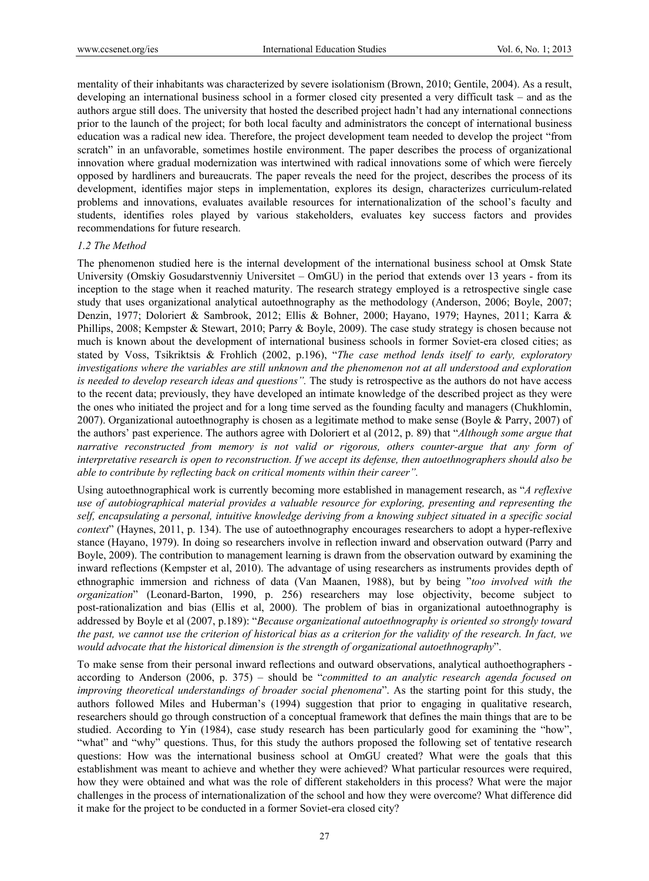mentality of their inhabitants was characterized by severe isolationism (Brown, 2010; Gentile, 2004). As a result, developing an international business school in a former closed city presented a very difficult task – and as the authors argue still does. The university that hosted the described project hadn't had any international connections prior to the launch of the project; for both local faculty and administrators the concept of international business education was a radical new idea. Therefore, the project development team needed to develop the project "from scratch" in an unfavorable, sometimes hostile environment. The paper describes the process of organizational innovation where gradual modernization was intertwined with radical innovations some of which were fiercely opposed by hardliners and bureaucrats. The paper reveals the need for the project, describes the process of its development, identifies major steps in implementation, explores its design, characterizes curriculum-related problems and innovations, evaluates available resources for internationalization of the school's faculty and students, identifies roles played by various stakeholders, evaluates key success factors and provides recommendations for future research.

### *1.2 The Method*

The phenomenon studied here is the internal development of the international business school at Omsk State University (Omskiy Gosudarstvenniy Universitet – OmGU) in the period that extends over 13 years - from its inception to the stage when it reached maturity. The research strategy employed is a retrospective single case study that uses organizational analytical autoethnography as the methodology (Anderson, 2006; Boyle, 2007; Denzin, 1977; Doloriert & Sambrook, 2012; Ellis & Bohner, 2000; Hayano, 1979; Haynes, 2011; Karra & Phillips, 2008; Kempster & Stewart, 2010; Parry & Boyle, 2009). The case study strategy is chosen because not much is known about the development of international business schools in former Soviet-era closed cities; as stated by Voss, Tsikriktsis & Frohlich (2002, p.196), "*The case method lends itself to early, exploratory investigations where the variables are still unknown and the phenomenon not at all understood and exploration is needed to develop research ideas and questions".* The study is retrospective as the authors do not have access to the recent data; previously, they have developed an intimate knowledge of the described project as they were the ones who initiated the project and for a long time served as the founding faculty and managers (Chukhlomin, 2007). Organizational autoethnography is chosen as a legitimate method to make sense (Boyle & Parry, 2007) of the authors' past experience. The authors agree with Doloriert et al (2012, p. 89) that "*Although some argue that narrative reconstructed from memory is not valid or rigorous, others counter-argue that any form of interpretative research is open to reconstruction. If we accept its defense, then autoethnographers should also be able to contribute by reflecting back on critical moments within their career"*.

Using autoethnographical work is currently becoming more established in management research, as "*A reflexive use of autobiographical material provides a valuable resource for exploring, presenting and representing the self, encapsulating a personal, intuitive knowledge deriving from a knowing subject situated in a specific social context*" (Haynes, 2011, p. 134). The use of autoethnography encourages researchers to adopt a hyper-reflexive stance (Hayano, 1979). In doing so researchers involve in reflection inward and observation outward (Parry and Boyle, 2009). The contribution to management learning is drawn from the observation outward by examining the inward reflections (Kempster et al, 2010). The advantage of using researchers as instruments provides depth of ethnographic immersion and richness of data (Van Maanen, 1988), but by being "*too involved with the organization*" (Leonard-Barton, 1990, p. 256) researchers may lose objectivity, become subject to post-rationalization and bias (Ellis et al, 2000). The problem of bias in organizational autoethnography is addressed by Boyle et al (2007, p.189): "*Because organizational autoethnography is oriented so strongly toward the past, we cannot use the criterion of historical bias as a criterion for the validity of the research. In fact, we would advocate that the historical dimension is the strength of organizational autoethnography*".

To make sense from their personal inward reflections and outward observations, analytical authoethographers - according to Anderson (2006, p. 375) – should be "*committed to an analytic research agenda focused on improving theoretical understandings of broader social phenomena*". As the starting point for this study, the authors followed Miles and Huberman's (1994) suggestion that prior to engaging in qualitative research, researchers should go through construction of a conceptual framework that defines the main things that are to be studied. According to Yin (1984), case study research has been particularly good for examining the "how", "what" and "why" questions. Thus, for this study the authors proposed the following set of tentative research questions: How was the international business school at OmGU created? What were the goals that this establishment was meant to achieve and whether they were achieved? What particular resources were required, how they were obtained and what was the role of different stakeholders in this process? What were the major challenges in the process of internationalization of the school and how they were overcome? What difference did it make for the project to be conducted in a former Soviet-era closed city?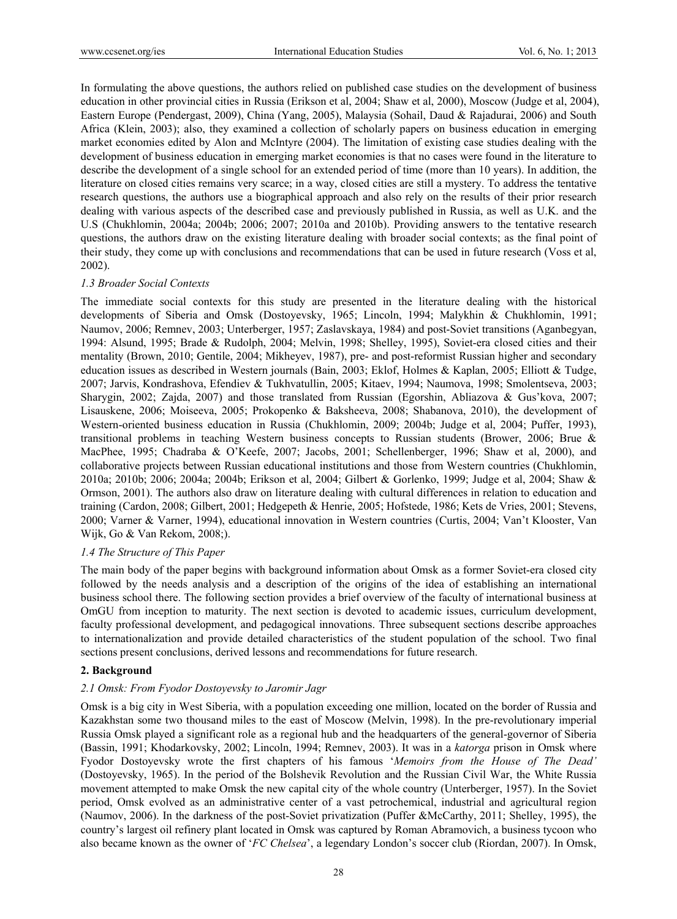In formulating the above questions, the authors relied on published case studies on the development of business education in other provincial cities in Russia (Erikson et al, 2004; Shaw et al, 2000), Moscow (Judge et al, 2004), Eastern Europe (Pendergast, 2009), China (Yang, 2005), Malaysia (Sohail, Daud & Rajadurai, 2006) and South Africa (Klein, 2003); also, they examined a collection of scholarly papers on business education in emerging market economies edited by Alon and McIntyre (2004). The limitation of existing case studies dealing with the development of business education in emerging market economies is that no cases were found in the literature to describe the development of a single school for an extended period of time (more than 10 years). In addition, the literature on closed cities remains very scarce; in a way, closed cities are still a mystery. To address the tentative research questions, the authors use a biographical approach and also rely on the results of their prior research dealing with various aspects of the described case and previously published in Russia, as well as U.K. and the U.S (Chukhlomin, 2004a; 2004b; 2006; 2007; 2010a and 2010b). Providing answers to the tentative research questions, the authors draw on the existing literature dealing with broader social contexts; as the final point of their study, they come up with conclusions and recommendations that can be used in future research (Voss et al, 2002).

### *1.3 Broader Social Contexts*

The immediate social contexts for this study are presented in the literature dealing with the historical developments of Siberia and Omsk (Dostoyevsky, 1965; Lincoln, 1994; Malykhin & Chukhlomin, 1991; Naumov, 2006; Remnev, 2003; Unterberger, 1957; Zaslavskaya, 1984) and post-Soviet transitions (Aganbegyan, 1994: Alsund, 1995; Brade & Rudolph, 2004; Melvin, 1998; Shelley, 1995), Soviet-era closed cities and their mentality (Brown, 2010; Gentile, 2004; Mikheyev, 1987), pre- and post-reformist Russian higher and secondary education issues as described in Western journals (Bain, 2003; Eklof, Holmes & Kaplan, 2005; Elliott & Tudge, 2007; Jarvis, Kondrashova, Efendiev & Tukhvatullin, 2005; Kitaev, 1994; Naumova, 1998; Smolentseva, 2003; Sharygin, 2002; Zajda, 2007) and those translated from Russian (Egorshin, Abliazova & Gus'kova, 2007; Lisauskene, 2006; Moiseeva, 2005; Prokopenko & Baksheeva, 2008; Shabanova, 2010), the development of Western-oriented business education in Russia (Chukhlomin, 2009; 2004b; Judge et al, 2004; Puffer, 1993), transitional problems in teaching Western business concepts to Russian students (Brower, 2006; Brue & MacPhee, 1995; Chadraba & O'Keefe, 2007; Jacobs, 2001; Schellenberger, 1996; Shaw et al, 2000), and collaborative projects between Russian educational institutions and those from Western countries (Chukhlomin, 2010a; 2010b; 2006; 2004a; 2004b; Erikson et al, 2004; Gilbert & Gorlenko, 1999; Judge et al, 2004; Shaw & Ormson, 2001). The authors also draw on literature dealing with cultural differences in relation to education and training (Cardon, 2008; Gilbert, 2001; Hedgepeth & Henrie, 2005; Hofstede, 1986; Kets de Vries, 2001; Stevens, 2000; Varner & Varner, 1994), educational innovation in Western countries (Curtis, 2004; Van't Klooster, Van Wijk, Go & Van Rekom, 2008;).

### *1.4 The Structure of This Paper*

The main body of the paper begins with background information about Omsk as a former Soviet-era closed city followed by the needs analysis and a description of the origins of the idea of establishing an international business school there. The following section provides a brief overview of the faculty of international business at OmGU from inception to maturity. The next section is devoted to academic issues, curriculum development, faculty professional development, and pedagogical innovations. Three subsequent sections describe approaches to internationalization and provide detailed characteristics of the student population of the school. Two final sections present conclusions, derived lessons and recommendations for future research.

## **2. Background**

### *2.1 Omsk: From Fyodor Dostoyevsky to Jaromir Jagr*

Omsk is a big city in West Siberia, with a population exceeding one million, located on the border of Russia and Kazakhstan some two thousand miles to the east of Moscow (Melvin, 1998). In the pre-revolutionary imperial Russia Omsk played a significant role as a regional hub and the headquarters of the general-governor of Siberia (Bassin, 1991; Khodarkovsky, 2002; Lincoln, 1994; Remnev, 2003). It was in a *katorga* prison in Omsk where Fyodor Dostoyevsky wrote the first chapters of his famous '*Memoirs from the House of The Dead'* (Dostoyevsky, 1965). In the period of the Bolshevik Revolution and the Russian Civil War, the White Russia movement attempted to make Omsk the new capital city of the whole country (Unterberger, 1957). In the Soviet period, Omsk evolved as an administrative center of a vast petrochemical, industrial and agricultural region (Naumov, 2006). In the darkness of the post-Soviet privatization (Puffer &McCarthy, 2011; Shelley, 1995), the country's largest oil refinery plant located in Omsk was captured by Roman Abramovich, a business tycoon who also became known as the owner of '*FC Chelsea*', a legendary London's soccer club (Riordan, 2007). In Omsk,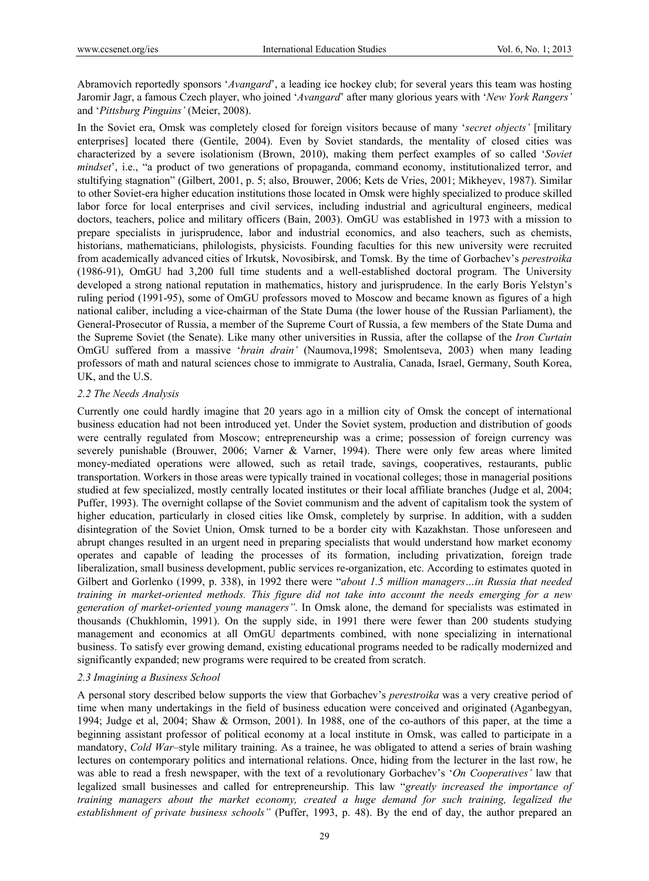Abramovich reportedly sponsors '*Avangard*', a leading ice hockey club; for several years this team was hosting Jaromir Jagr, a famous Czech player, who joined '*Avangard*' after many glorious years with '*New York Rangers'* and '*Pittsburg Pinguins'* (Meier, 2008).

In the Soviet era, Omsk was completely closed for foreign visitors because of many '*secret objects'* [military enterprises] located there (Gentile, 2004). Even by Soviet standards, the mentality of closed cities was characterized by a severe isolationism (Brown, 2010), making them perfect examples of so called '*Soviet mindset*', i.e., "a product of two generations of propaganda, command economy, institutionalized terror, and stultifying stagnation" (Gilbert, 2001, p. 5; also, Brouwer, 2006; Kets de Vries, 2001; Mikheyev, 1987). Similar to other Soviet-era higher education institutions those located in Omsk were highly specialized to produce skilled labor force for local enterprises and civil services, including industrial and agricultural engineers, medical doctors, teachers, police and military officers (Bain, 2003). OmGU was established in 1973 with a mission to prepare specialists in jurisprudence, labor and industrial economics, and also teachers, such as chemists, historians, mathematicians, philologists, physicists. Founding faculties for this new university were recruited from academically advanced cities of Irkutsk, Novosibirsk, and Tomsk. By the time of Gorbachev's *perestroika* (1986-91), OmGU had 3,200 full time students and a well-established doctoral program. The University developed a strong national reputation in mathematics, history and jurisprudence. In the early Boris Yelstyn's ruling period (1991-95), some of OmGU professors moved to Moscow and became known as figures of a high national caliber, including a vice-chairman of the State Duma (the lower house of the Russian Parliament), the General-Prosecutor of Russia, a member of the Supreme Court of Russia, a few members of the State Duma and the Supreme Soviet (the Senate). Like many other universities in Russia, after the collapse of the *Iron Curtain* OmGU suffered from a massive '*brain drain'* (Naumova,1998; Smolentseva, 2003) when many leading professors of math and natural sciences chose to immigrate to Australia, Canada, Israel, Germany, South Korea, UK, and the U.S.

### *2.2 The Needs Analysis*

Currently one could hardly imagine that 20 years ago in a million city of Omsk the concept of international business education had not been introduced yet. Under the Soviet system, production and distribution of goods were centrally regulated from Moscow; entrepreneurship was a crime; possession of foreign currency was severely punishable (Brouwer, 2006; Varner & Varner, 1994). There were only few areas where limited money-mediated operations were allowed, such as retail trade, savings, cooperatives, restaurants, public transportation. Workers in those areas were typically trained in vocational colleges; those in managerial positions studied at few specialized, mostly centrally located institutes or their local affiliate branches (Judge et al, 2004; Puffer, 1993). The overnight collapse of the Soviet communism and the advent of capitalism took the system of higher education, particularly in closed cities like Omsk, completely by surprise. In addition, with a sudden disintegration of the Soviet Union, Omsk turned to be a border city with Kazakhstan. Those unforeseen and abrupt changes resulted in an urgent need in preparing specialists that would understand how market economy operates and capable of leading the processes of its formation, including privatization, foreign trade liberalization, small business development, public services re-organization, etc. According to estimates quoted in Gilbert and Gorlenko (1999, p. 338), in 1992 there were "*about 1.5 million managers…in Russia that needed training in market-oriented methods. This figure did not take into account the needs emerging for a new generation of market-oriented young managers"*. In Omsk alone, the demand for specialists was estimated in thousands (Chukhlomin, 1991). On the supply side, in 1991 there were fewer than 200 students studying management and economics at all OmGU departments combined, with none specializing in international business. To satisfy ever growing demand, existing educational programs needed to be radically modernized and significantly expanded; new programs were required to be created from scratch.

### *2.3 Imagining a Business School*

A personal story described below supports the view that Gorbachev's *perestroika* was a very creative period of time when many undertakings in the field of business education were conceived and originated (Aganbegyan, 1994; Judge et al, 2004; Shaw & Ormson, 2001). In 1988, one of the co-authors of this paper, at the time a beginning assistant professor of political economy at a local institute in Omsk, was called to participate in a mandatory, *Cold War*–style military training. As a trainee, he was obligated to attend a series of brain washing lectures on contemporary politics and international relations. Once, hiding from the lecturer in the last row, he was able to read a fresh newspaper, with the text of a revolutionary Gorbachev's '*On Cooperatives'* law that legalized small businesses and called for entrepreneurship. This law "*greatly increased the importance of training managers about the market economy, created a huge demand for such training, legalized the establishment of private business schools"* (Puffer, 1993, p. 48). By the end of day, the author prepared an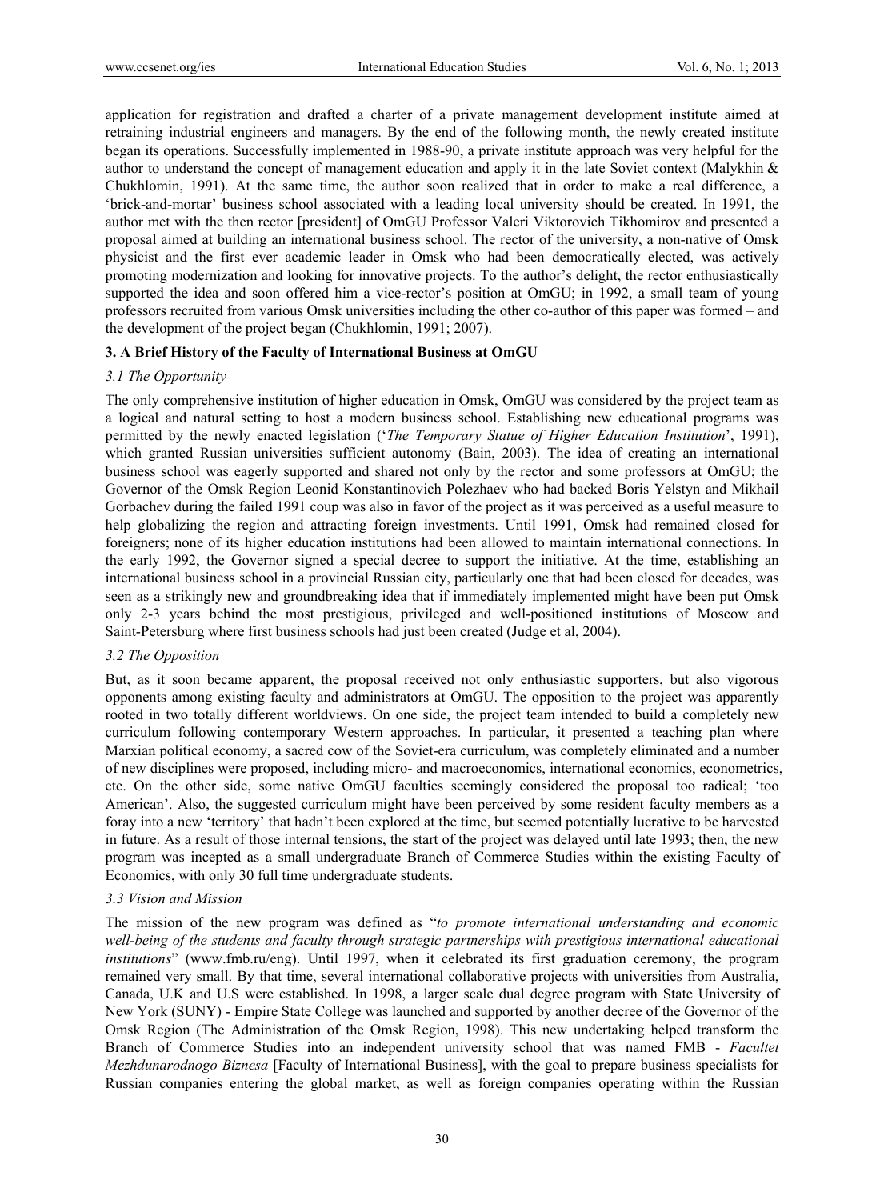application for registration and drafted a charter of a private management development institute aimed at retraining industrial engineers and managers. By the end of the following month, the newly created institute began its operations. Successfully implemented in 1988-90, a private institute approach was very helpful for the author to understand the concept of management education and apply it in the late Soviet context (Malykhin & Chukhlomin, 1991). At the same time, the author soon realized that in order to make a real difference, a 'brick-and-mortar' business school associated with a leading local university should be created. In 1991, the author met with the then rector [president] of OmGU Professor Valeri Viktorovich Tikhomirov and presented a proposal aimed at building an international business school. The rector of the university, a non-native of Omsk physicist and the first ever academic leader in Omsk who had been democratically elected, was actively promoting modernization and looking for innovative projects. To the author's delight, the rector enthusiastically supported the idea and soon offered him a vice-rector's position at OmGU; in 1992, a small team of young professors recruited from various Omsk universities including the other co-author of this paper was formed – and the development of the project began (Chukhlomin, 1991; 2007).

### 3. A Brief History of the Faculty of International Business at OmGU

#### *3.1 The Opportunity*

The only comprehensive institution of higher education in Omsk, OmGU was considered by the project team as a logical and natural setting to host a modern business school. Establishing new educational programs was permitted by the newly enacted legislation ('*The Temporary Statue of Higher Education Institution*', 1991), which granted Russian universities sufficient autonomy (Bain, 2003). The idea of creating an international business school was eagerly supported and shared not only by the rector and some professors at OmGU; the Governor of the Omsk Region Leonid Konstantinovich Polezhaev who had backed Boris Yelstyn and Mikhail Gorbachev during the failed 1991 coup was also in favor of the project as it was perceived as a useful measure to help globalizing the region and attracting foreign investments. Until 1991, Omsk had remained closed for foreigners; none of its higher education institutions had been allowed to maintain international connections. In the early 1992, the Governor signed a special decree to support the initiative. At the time, establishing an international business school in a provincial Russian city, particularly one that had been closed for decades, was seen as a strikingly new and groundbreaking idea that if immediately implemented might have been put Omsk only 2-3 years behind the most prestigious, privileged and well-positioned institutions of Moscow and Saint-Petersburg where first business schools had just been created (Judge et al, 2004).

#### *3.2 The Opposition*

But, as it soon became apparent, the proposal received not only enthusiastic supporters, but also vigorous opponents among existing faculty and administrators at OmGU. The opposition to the project was apparently rooted in two totally different worldviews. On one side, the project team intended to build a completely new curriculum following contemporary Western approaches. In particular, it presented a teaching plan where Marxian political economy, a sacred cow of the Soviet-era curriculum, was completely eliminated and a number of new disciplines were proposed, including micro- and macroeconomics, international economics, econometrics, etc. On the other side, some native OmGU faculties seemingly considered the proposal too radical; 'too American'. Also, the suggested curriculum might have been perceived by some resident faculty members as a foray into a new 'territory' that hadn't been explored at the time, but seemed potentially lucrative to be harvested in future. As a result of those internal tensions, the start of the project was delayed until late 1993; then, the new program was incepted as a small undergraduate Branch of Commerce Studies within the existing Faculty of Economics, with only 30 full time undergraduate students.

#### *3.3 Vision and Mission*

The mission of the new program was defined as "*to promote international understanding and economic well-being of the students and faculty through strategic partnerships with prestigious international educational institutions*" (www.fmb.ru/eng). Until 1997, when it celebrated its first graduation ceremony, the program remained very small. By that time, several international collaborative projects with universities from Australia, Canada, U.K and U.S were established. In 1998, a larger scale dual degree program with State University of New York (SUNY) - Empire State College was launched and supported by another decree of the Governor of the Omsk Region (The Administration of the Omsk Region, 1998). This new undertaking helped transform the Branch of Commerce Studies into an independent university school that was named FMB - *Facultet Mezhdunarodnogo Biznesa* [Faculty of International Business], with the goal to prepare business specialists for Russian companies entering the global market, as well as foreign companies operating within the Russian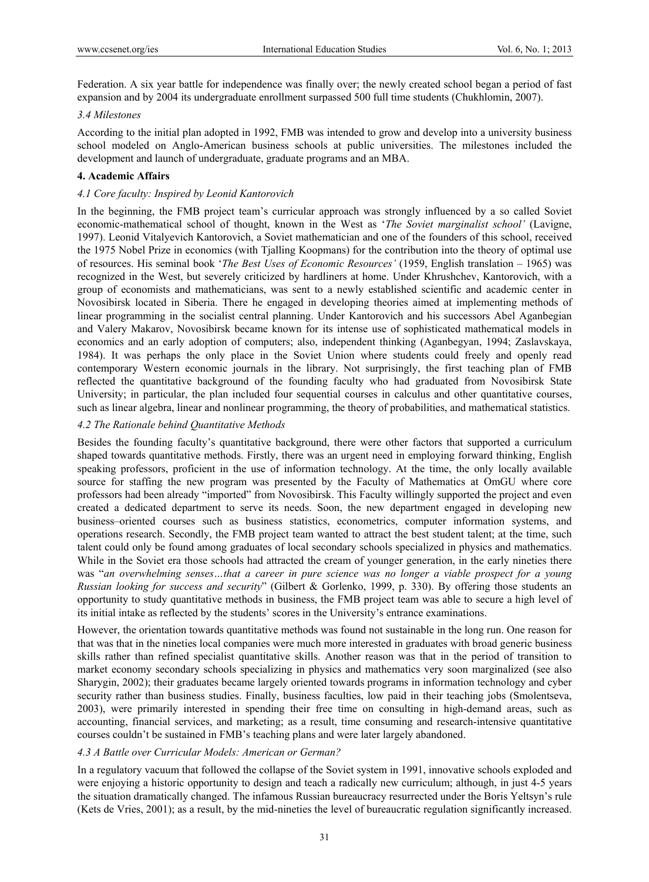Federation. A six year battle for independence was finally over; the newly created school began a period of fast expansion and by 2004 its undergraduate enrollment surpassed 500 full time students (Chukhlomin, 2007).

### *3.4 Milestones*

According to the initial plan adopted in 1992, FMB was intended to grow and develop into a university business school modeled on Anglo-American business schools at public universities. The milestones included the development and launch of undergraduate, graduate programs and an MBA.

## 4. Academic Affairs

### *4.1 Core faculty: Inspired by Leonid Kantorovich*

In the beginning, the FMB project team's curricular approach was strongly influenced by a so called Soviet economic-mathematical school of thought, known in the West as '*The Soviet marginalist school'* (Lavigne, 1997). Leonid Vitalyevich Kantorovich, a Soviet mathematician and one of the founders of this school, received the 1975 Nobel Prize in economics (with Tjalling Koopmans) for the contribution into the theory of optimal use of resources. His seminal book '*The Best Uses of Economic Resources'* (1959, English translation – 1965) was recognized in the West, but severely criticized by hardliners at home. Under Khrushchev, Kantorovich, with a group of economists and mathematicians, was sent to a newly established scientific and academic center in Novosibirsk located in Siberia. There he engaged in developing theories aimed at implementing methods of linear programming in the socialist central planning. Under Kantorovich and his successors Abel Aganbegian and Valery Makarov, Novosibirsk became known for its intense use of sophisticated mathematical models in economics and an early adoption of computers; also, independent thinking (Aganbegyan, 1994; Zaslavskaya, 1984). It was perhaps the only place in the Soviet Union where students could freely and openly read contemporary Western economic journals in the library. Not surprisingly, the first teaching plan of FMB reflected the quantitative background of the founding faculty who had graduated from Novosibirsk State University; in particular, the plan included four sequential courses in calculus and other quantitative courses, such as linear algebra, linear and nonlinear programming, the theory of probabilities, and mathematical statistics.

### *4.2 The Rationale behind Quantitative Methods*

Besides the founding faculty's quantitative background, there were other factors that supported a curriculum shaped towards quantitative methods. Firstly, there was an urgent need in employing forward thinking, English speaking professors, proficient in the use of information technology. At the time, the only locally available source for staffing the new program was presented by the Faculty of Mathematics at OmGU where core professors had been already "imported" from Novosibirsk. This Faculty willingly supported the project and even created a dedicated department to serve its needs. Soon, the new department engaged in developing new business–oriented courses such as business statistics, econometrics, computer information systems, and operations research. Secondly, the FMB project team wanted to attract the best student talent; at the time, such talent could only be found among graduates of local secondary schools specialized in physics and mathematics. While in the Soviet era those schools had attracted the cream of younger generation, in the early nineties there was "*an overwhelming senses…that a career in pure science was no longer a viable prospect for a young Russian looking for success and security*" (Gilbert & Gorlenko, 1999, p. 330). By offering those students an opportunity to study quantitative methods in business, the FMB project team was able to secure a high level of its initial intake as reflected by the students' scores in the University's entrance examinations.

However, the orientation towards quantitative methods was found not sustainable in the long run. One reason for that was that in the nineties local companies were much more interested in graduates with broad generic business skills rather than refined specialist quantitative skills. Another reason was that in the period of transition to market economy secondary schools specializing in physics and mathematics very soon marginalized (see also Sharygin, 2002); their graduates became largely oriented towards programs in information technology and cyber security rather than business studies. Finally, business faculties, low paid in their teaching jobs (Smolentseva, 2003), were primarily interested in spending their free time on consulting in high-demand areas, such as accounting, financial services, and marketing; as a result, time consuming and research-intensive quantitative courses couldn't be sustained in FMB's teaching plans and were later largely abandoned.

### *4.3 A Battle over Curricular Models: American or German?*

In a regulatory vacuum that followed the collapse of the Soviet system in 1991, innovative schools exploded and were enjoying a historic opportunity to design and teach a radically new curriculum; although, in just 4-5 years the situation dramatically changed. The infamous Russian bureaucracy resurrected under the Boris Yeltsyn's rule (Kets de Vries, 2001); as a result, by the mid-nineties the level of bureaucratic regulation significantly increased.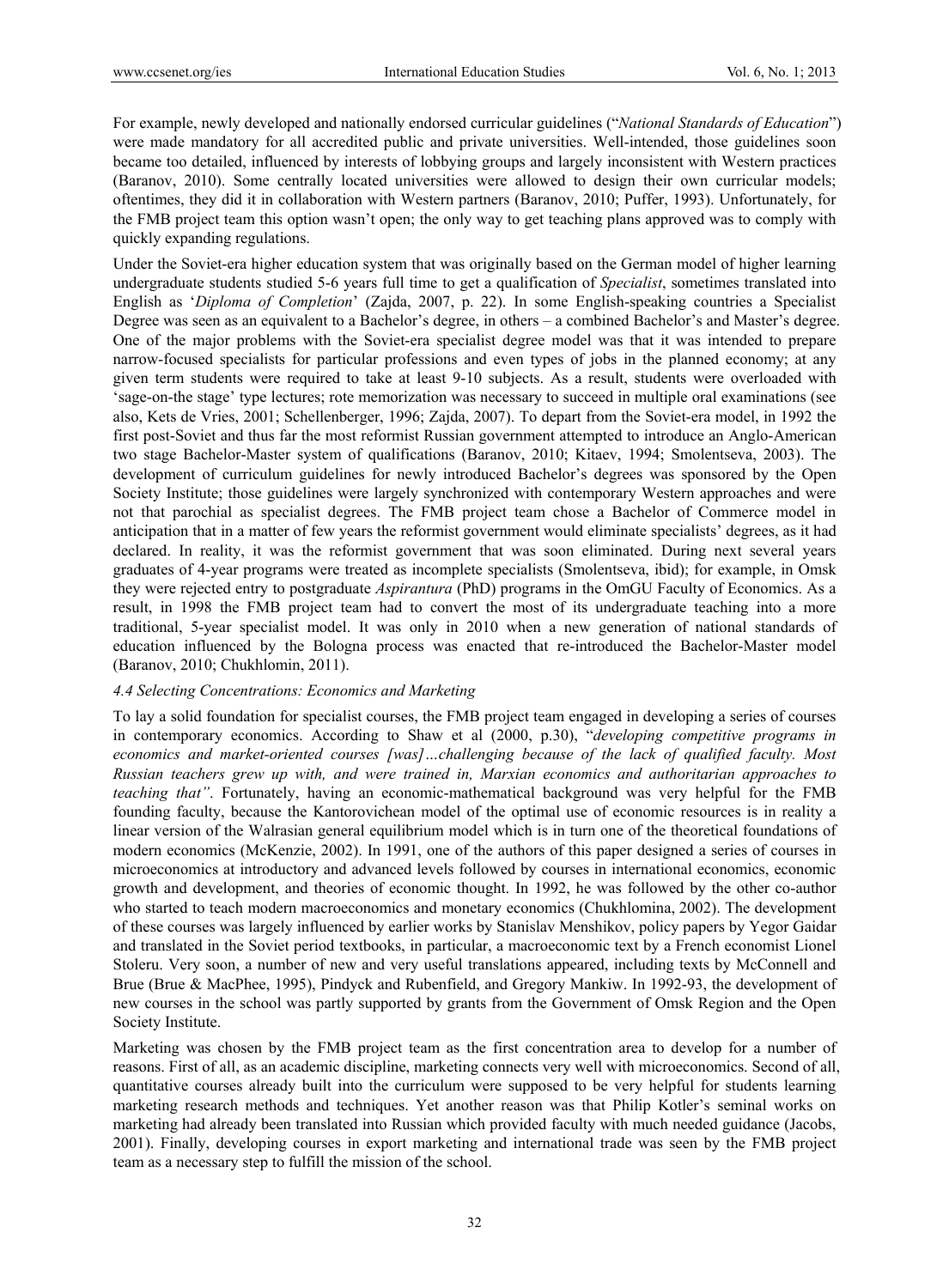For example, newly developed and nationally endorsed curricular guidelines ("*National Standards of Education*") were made mandatory for all accredited public and private universities. Well-intended, those guidelines soon became too detailed, influenced by interests of lobbying groups and largely inconsistent with Western practices (Baranov, 2010). Some centrally located universities were allowed to design their own curricular models; oftentimes, they did it in collaboration with Western partners (Baranov, 2010; Puffer, 1993). Unfortunately, for the FMB project team this option wasn't open; the only way to get teaching plans approved was to comply with quickly expanding regulations.

Under the Soviet-era higher education system that was originally based on the German model of higher learning undergraduate students studied 5-6 years full time to get a qualification of *Specialist*, sometimes translated into English as '*Diploma of Completion*' (Zajda, 2007, p. 22). In some English-speaking countries a Specialist Degree was seen as an equivalent to a Bachelor's degree, in others – a combined Bachelor's and Master's degree. One of the major problems with the Soviet-era specialist degree model was that it was intended to prepare narrow-focused specialists for particular professions and even types of jobs in the planned economy; at any given term students were required to take at least 9-10 subjects. As a result, students were overloaded with 'sage-on-the stage' type lectures; rote memorization was necessary to succeed in multiple oral examinations (see also, Kets de Vries, 2001; Schellenberger, 1996; Zajda, 2007). To depart from the Soviet-era model, in 1992 the first post-Soviet and thus far the most reformist Russian government attempted to introduce an Anglo-American two stage Bachelor-Master system of qualifications (Baranov, 2010; Kitaev, 1994; Smolentseva, 2003). The development of curriculum guidelines for newly introduced Bachelor's degrees was sponsored by the Open Society Institute; those guidelines were largely synchronized with contemporary Western approaches and were not that parochial as specialist degrees. The FMB project team chose a Bachelor of Commerce model in anticipation that in a matter of few years the reformist government would eliminate specialists' degrees, as it had declared. In reality, it was the reformist government that was soon eliminated. During next several years graduates of 4-year programs were treated as incomplete specialists (Smolentseva, ibid); for example, in Omsk they were rejected entry to postgraduate *Aspirantura* (PhD) programs in the OmGU Faculty of Economics. As a result, in 1998 the FMB project team had to convert the most of its undergraduate teaching into a more traditional, 5-year specialist model. It was only in 2010 when a new generation of national standards of education influenced by the Bologna process was enacted that re-introduced the Bachelor-Master model (Baranov, 2010; Chukhlomin, 2011).

#### *4.4 Selecting Concentrations: Economics and Marketing*

To lay a solid foundation for specialist courses, the FMB project team engaged in developing a series of courses in contemporary economics. According to Shaw et al (2000, p.30), "*developing competitive programs in economics and market-oriented courses [was]…challenging because of the lack of qualified faculty. Most Russian teachers grew up with, and were trained in, Marxian economics and authoritarian approaches to teaching that"*. Fortunately, having an economic-mathematical background was very helpful for the FMB founding faculty, because the Kantorovichean model of the optimal use of economic resources is in reality a linear version of the Walrasian general equilibrium model which is in turn one of the theoretical foundations of modern economics (McKenzie, 2002). In 1991, one of the authors of this paper designed a series of courses in microeconomics at introductory and advanced levels followed by courses in international economics, economic growth and development, and theories of economic thought. In 1992, he was followed by the other co-author who started to teach modern macroeconomics and monetary economics (Chukhlomina, 2002). The development of these courses was largely influenced by earlier works by Stanislav Menshikov, policy papers by Yegor Gaidar and translated in the Soviet period textbooks, in particular, a macroeconomic text by a French economist Lionel Stoleru. Very soon, a number of new and very useful translations appeared, including texts by McConnell and Brue (Brue & MacPhee, 1995), Pindyck and Rubenfield, and Gregory Mankiw. In 1992-93, the development of new courses in the school was partly supported by grants from the Government of Omsk Region and the Open Society Institute.

Marketing was chosen by the FMB project team as the first concentration area to develop for a number of reasons. First of all, as an academic discipline, marketing connects very well with microeconomics. Second of all, quantitative courses already built into the curriculum were supposed to be very helpful for students learning marketing research methods and techniques. Yet another reason was that Philip Kotler's seminal works on marketing had already been translated into Russian which provided faculty with much needed guidance (Jacobs, 2001). Finally, developing courses in export marketing and international trade was seen by the FMB project team as a necessary step to fulfill the mission of the school.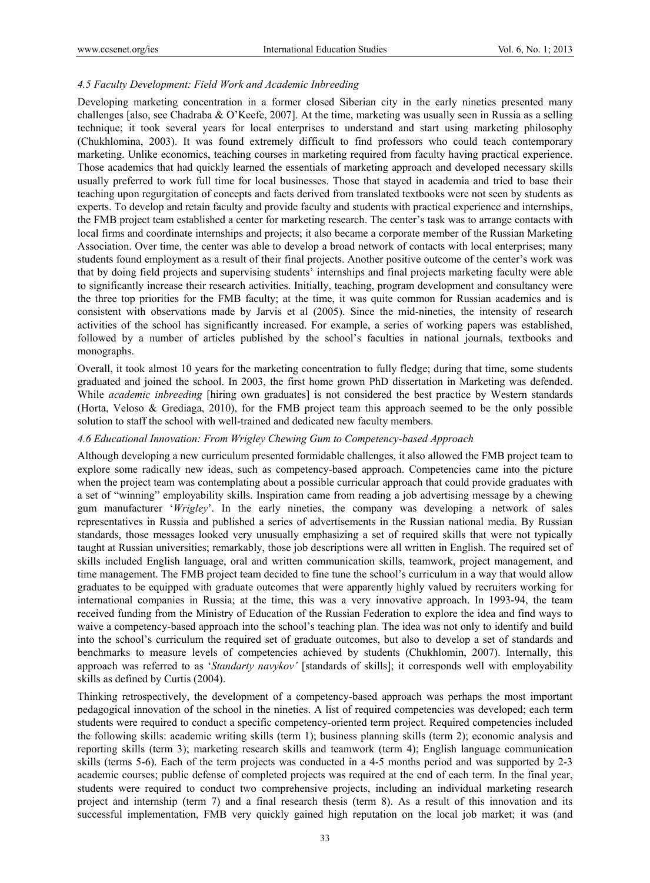### *4.5 Faculty Development: Field Work and Academic Inbreeding*

Developing marketing concentration in a former closed Siberian city in the early nineties presented many challenges [also, see Chadraba & O'Keefe, 2007]. At the time, marketing was usually seen in Russia as a selling technique; it took several years for local enterprises to understand and start using marketing philosophy (Chukhlomina, 2003). It was found extremely difficult to find professors who could teach contemporary marketing. Unlike economics, teaching courses in marketing required from faculty having practical experience. Those academics that had quickly learned the essentials of marketing approach and developed necessary skills usually preferred to work full time for local businesses. Those that stayed in academia and tried to base their teaching upon regurgitation of concepts and facts derived from translated textbooks were not seen by students as experts. To develop and retain faculty and provide faculty and students with practical experience and internships, the FMB project team established a center for marketing research. The center's task was to arrange contacts with local firms and coordinate internships and projects; it also became a corporate member of the Russian Marketing Association. Over time, the center was able to develop a broad network of contacts with local enterprises; many students found employment as a result of their final projects. Another positive outcome of the center's work was that by doing field projects and supervising students' internships and final projects marketing faculty were able to significantly increase their research activities. Initially, teaching, program development and consultancy were the three top priorities for the FMB faculty; at the time, it was quite common for Russian academics and is consistent with observations made by Jarvis et al (2005). Since the mid-nineties, the intensity of research activities of the school has significantly increased. For example, a series of working papers was established, followed by a number of articles published by the school's faculties in national journals, textbooks and monographs.

Overall, it took almost 10 years for the marketing concentration to fully fledge; during that time, some students graduated and joined the school. In 2003, the first home grown PhD dissertation in Marketing was defended. While *academic inbreeding* [hiring own graduates] is not considered the best practice by Western standards (Horta, Veloso & Grediaga, 2010), for the FMB project team this approach seemed to be the only possible solution to staff the school with well-trained and dedicated new faculty members.

### *4.6 Educational Innovation: From Wrigley Chewing Gum to Competency-based Approach*

Although developing a new curriculum presented formidable challenges, it also allowed the FMB project team to explore some radically new ideas, such as competency-based approach. Competencies came into the picture when the project team was contemplating about a possible curricular approach that could provide graduates with a set of "winning" employability skills. Inspiration came from reading a job advertising message by a chewing gum manufacturer '*Wrigley*'. In the early nineties, the company was developing a network of sales representatives in Russia and published a series of advertisements in the Russian national media. By Russian standards, those messages looked very unusually emphasizing a set of required skills that were not typically taught at Russian universities; remarkably, those job descriptions were all written in English. The required set of skills included English language, oral and written communication skills, teamwork, project management, and time management. The FMB project team decided to fine tune the school's curriculum in a way that would allow graduates to be equipped with graduate outcomes that were apparently highly valued by recruiters working for international companies in Russia; at the time, this was a very innovative approach. In 1993-94, the team received funding from the Ministry of Education of the Russian Federation to explore the idea and find ways to waive a competency-based approach into the school's teaching plan. The idea was not only to identify and build into the school's curriculum the required set of graduate outcomes, but also to develop a set of standards and benchmarks to measure levels of competencies achieved by students (Chukhlomin, 2007). Internally, this approach was referred to as '*Standarty navykov'* [standards of skills]; it corresponds well with employability skills as defined by Curtis (2004).

Thinking retrospectively, the development of a competency-based approach was perhaps the most important pedagogical innovation of the school in the nineties. A list of required competencies was developed; each term students were required to conduct a specific competency-oriented term project. Required competencies included the following skills: academic writing skills (term 1); business planning skills (term 2); economic analysis and reporting skills (term 3); marketing research skills and teamwork (term 4); English language communication skills (terms 5-6). Each of the term projects was conducted in a 4-5 months period and was supported by 2-3 academic courses; public defense of completed projects was required at the end of each term. In the final year, students were required to conduct two comprehensive projects, including an individual marketing research project and internship (term 7) and a final research thesis (term 8). As a result of this innovation and its successful implementation, FMB very quickly gained high reputation on the local job market; it was (and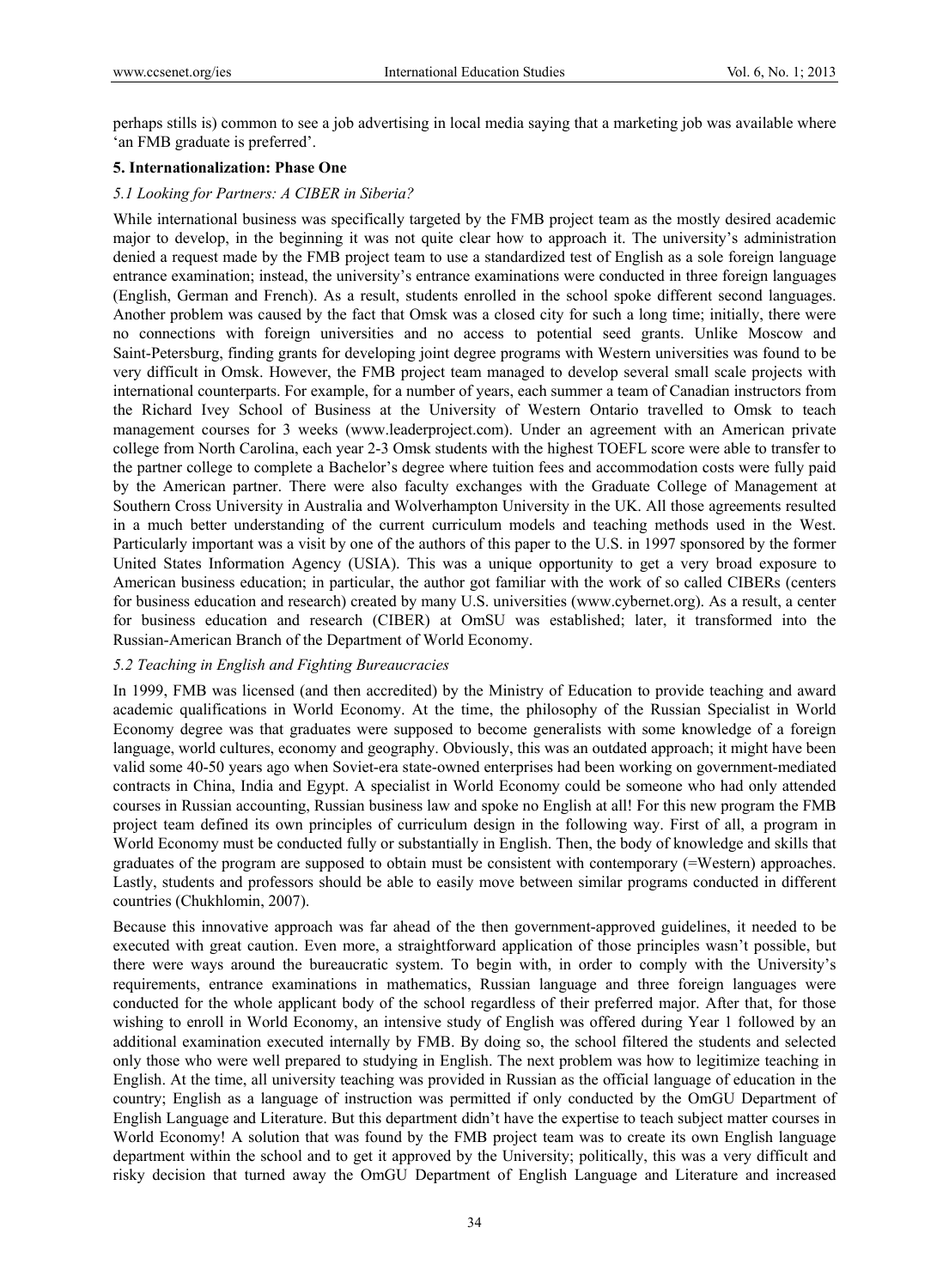perhaps stills is) common to see a job advertising in local media saying that a marketing job was available where 'an FMB graduate is preferred'.

## 5. Internationalization: Phase One

### *5.1 Looking for Partners: A CIBER in Siberia?*

While international business was specifically targeted by the FMB project team as the mostly desired academic major to develop, in the beginning it was not quite clear how to approach it. The university's administration denied a request made by the FMB project team to use a standardized test of English as a sole foreign language entrance examination; instead, the university's entrance examinations were conducted in three foreign languages (English, German and French). As a result, students enrolled in the school spoke different second languages. Another problem was caused by the fact that Omsk was a closed city for such a long time; initially, there were no connections with foreign universities and no access to potential seed grants. Unlike Moscow and Saint-Petersburg, finding grants for developing joint degree programs with Western universities was found to be very difficult in Omsk. However, the FMB project team managed to develop several small scale projects with international counterparts. For example, for a number of years, each summer a team of Canadian instructors from the Richard Ivey School of Business at the University of Western Ontario travelled to Omsk to teach management courses for 3 weeks (www.leaderproject.com). Under an agreement with an American private college from North Carolina, each year 2-3 Omsk students with the highest TOEFL score were able to transfer to the partner college to complete a Bachelor's degree where tuition fees and accommodation costs were fully paid by the American partner. There were also faculty exchanges with the Graduate College of Management at Southern Cross University in Australia and Wolverhampton University in the UK. All those agreements resulted in a much better understanding of the current curriculum models and teaching methods used in the West. Particularly important was a visit by one of the authors of this paper to the U.S. in 1997 sponsored by the former United States Information Agency (USIA). This was a unique opportunity to get a very broad exposure to American business education; in particular, the author got familiar with the work of so called CIBERs (centers for business education and research) created by many U.S. universities (www.cybernet.org). As a result, a center for business education and research (CIBER) at OmSU was established; later, it transformed into the Russian-American Branch of the Department of World Economy.

### *5.2 Teaching in English and Fighting Bureaucracies*

In 1999, FMB was licensed (and then accredited) by the Ministry of Education to provide teaching and award academic qualifications in World Economy. At the time, the philosophy of the Russian Specialist in World Economy degree was that graduates were supposed to become generalists with some knowledge of a foreign language, world cultures, economy and geography. Obviously, this was an outdated approach; it might have been valid some 40-50 years ago when Soviet-era state-owned enterprises had been working on government-mediated contracts in China, India and Egypt. A specialist in World Economy could be someone who had only attended courses in Russian accounting, Russian business law and spoke no English at all! For this new program the FMB project team defined its own principles of curriculum design in the following way. First of all, a program in World Economy must be conducted fully or substantially in English. Then, the body of knowledge and skills that graduates of the program are supposed to obtain must be consistent with contemporary (=Western) approaches. Lastly, students and professors should be able to easily move between similar programs conducted in different countries (Chukhlomin, 2007).

Because this innovative approach was far ahead of the then government-approved guidelines, it needed to be executed with great caution. Even more, a straightforward application of those principles wasn't possible, but there were ways around the bureaucratic system. To begin with, in order to comply with the University's requirements, entrance examinations in mathematics, Russian language and three foreign languages were conducted for the whole applicant body of the school regardless of their preferred major. After that, for those wishing to enroll in World Economy, an intensive study of English was offered during Year 1 followed by an additional examination executed internally by FMB. By doing so, the school filtered the students and selected only those who were well prepared to studying in English. The next problem was how to legitimize teaching in English. At the time, all university teaching was provided in Russian as the official language of education in the country; English as a language of instruction was permitted if only conducted by the OmGU Department of English Language and Literature. But this department didn't have the expertise to teach subject matter courses in World Economy! A solution that was found by the FMB project team was to create its own English language department within the school and to get it approved by the University; politically, this was a very difficult and risky decision that turned away the OmGU Department of English Language and Literature and increased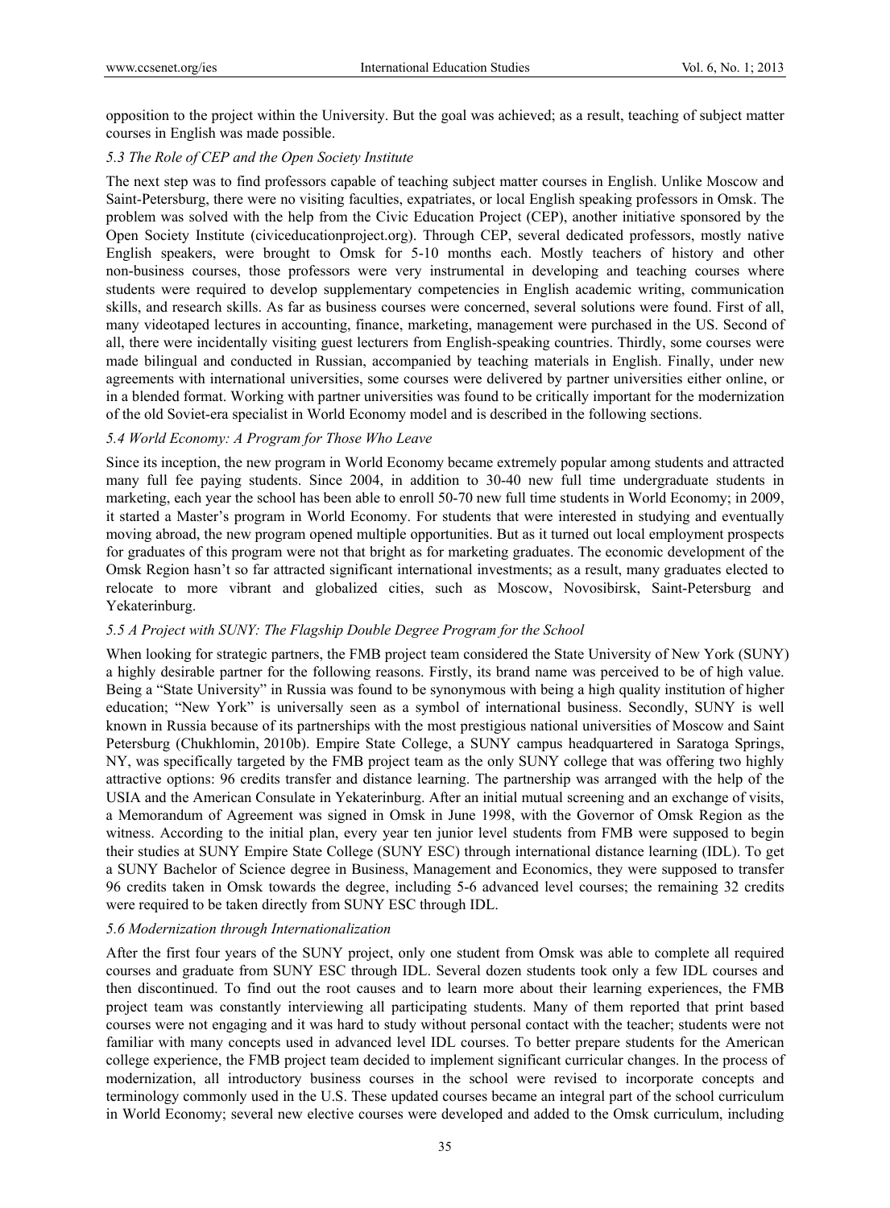opposition to the project within the University. But the goal was achieved; as a result, teaching of subject matter courses in English was made possible.

### *5.3 The Role of CEP and the Open Society Institute*

The next step was to find professors capable of teaching subject matter courses in English. Unlike Moscow and Saint-Petersburg, there were no visiting faculties, expatriates, or local English speaking professors in Omsk. The problem was solved with the help from the Civic Education Project (CEP), another initiative sponsored by the Open Society Institute (civiceducationproject.org). Through CEP, several dedicated professors, mostly native English speakers, were brought to Omsk for 5-10 months each. Mostly teachers of history and other non-business courses, those professors were very instrumental in developing and teaching courses where students were required to develop supplementary competencies in English academic writing, communication skills, and research skills. As far as business courses were concerned, several solutions were found. First of all, many videotaped lectures in accounting, finance, marketing, management were purchased in the US. Second of all, there were incidentally visiting guest lecturers from English-speaking countries. Thirdly, some courses were made bilingual and conducted in Russian, accompanied by teaching materials in English. Finally, under new agreements with international universities, some courses were delivered by partner universities either online, or in a blended format. Working with partner universities was found to be critically important for the modernization of the old Soviet-era specialist in World Economy model and is described in the following sections.

### *5.4 World Economy: A Program for Those Who Leave*

Since its inception, the new program in World Economy became extremely popular among students and attracted many full fee paying students. Since 2004, in addition to 30-40 new full time undergraduate students in marketing, each year the school has been able to enroll 50-70 new full time students in World Economy; in 2009, it started a Master's program in World Economy. For students that were interested in studying and eventually moving abroad, the new program opened multiple opportunities. But as it turned out local employment prospects for graduates of this program were not that bright as for marketing graduates. The economic development of the Omsk Region hasn't so far attracted significant international investments; as a result, many graduates elected to relocate to more vibrant and globalized cities, such as Moscow, Novosibirsk, Saint-Petersburg and Yekaterinburg.

### *5.5 A Project with SUNY: The Flagship Double Degree Program for the School*

When looking for strategic partners, the FMB project team considered the State University of New York (SUNY) a highly desirable partner for the following reasons. Firstly, its brand name was perceived to be of high value. Being a "State University" in Russia was found to be synonymous with being a high quality institution of higher education; "New York" is universally seen as a symbol of international business. Secondly, SUNY is well known in Russia because of its partnerships with the most prestigious national universities of Moscow and Saint Petersburg (Chukhlomin, 2010b). Empire State College, a SUNY campus headquartered in Saratoga Springs, NY, was specifically targeted by the FMB project team as the only SUNY college that was offering two highly attractive options: 96 credits transfer and distance learning. The partnership was arranged with the help of the USIA and the American Consulate in Yekaterinburg. After an initial mutual screening and an exchange of visits, a Memorandum of Agreement was signed in Omsk in June 1998, with the Governor of Omsk Region as the witness. According to the initial plan, every year ten junior level students from FMB were supposed to begin their studies at SUNY Empire State College (SUNY ESC) through international distance learning (IDL). To get a SUNY Bachelor of Science degree in Business, Management and Economics, they were supposed to transfer 96 credits taken in Omsk towards the degree, including 5-6 advanced level courses; the remaining 32 credits were required to be taken directly from SUNY ESC through IDL.

### *5.6 Modernization through Internationalization*

After the first four years of the SUNY project, only one student from Omsk was able to complete all required courses and graduate from SUNY ESC through IDL. Several dozen students took only a few IDL courses and then discontinued. To find out the root causes and to learn more about their learning experiences, the FMB project team was constantly interviewing all participating students. Many of them reported that print based courses were not engaging and it was hard to study without personal contact with the teacher; students were not familiar with many concepts used in advanced level IDL courses. To better prepare students for the American college experience, the FMB project team decided to implement significant curricular changes. In the process of modernization, all introductory business courses in the school were revised to incorporate concepts and terminology commonly used in the U.S. These updated courses became an integral part of the school curriculum in World Economy; several new elective courses were developed and added to the Omsk curriculum, including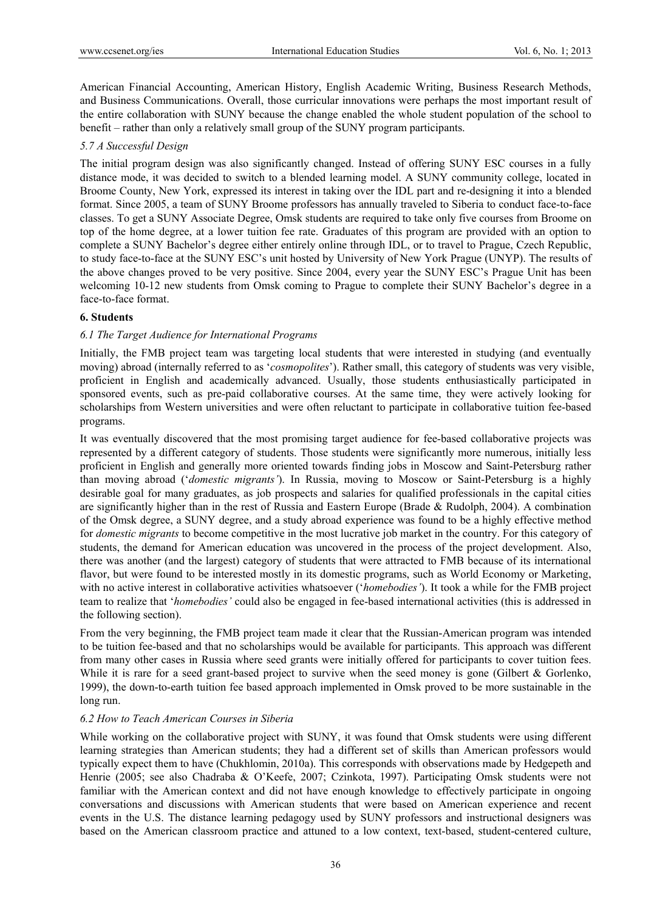American Financial Accounting, American History, English Academic Writing, Business Research Methods, and Business Communications. Overall, those curricular innovations were perhaps the most important result of the entire collaboration with SUNY because the change enabled the whole student population of the school to benefit – rather than only a relatively small group of the SUNY program participants.

### *5.7 A Successful Design*

The initial program design was also significantly changed. Instead of offering SUNY ESC courses in a fully distance mode, it was decided to switch to a blended learning model. A SUNY community college, located in Broome County, New York, expressed its interest in taking over the IDL part and re-designing it into a blended format. Since 2005, a team of SUNY Broome professors has annually traveled to Siberia to conduct face-to-face classes. To get a SUNY Associate Degree, Omsk students are required to take only five courses from Broome on top of the home degree, at a lower tuition fee rate. Graduates of this program are provided with an option to complete a SUNY Bachelor's degree either entirely online through IDL, or to travel to Prague, Czech Republic, to study face-to-face at the SUNY ESC's unit hosted by University of New York Prague (UNYP). The results of the above changes proved to be very positive. Since 2004, every year the SUNY ESC's Prague Unit has been welcoming 10-12 new students from Omsk coming to Prague to complete their SUNY Bachelor's degree in a face-to-face format.

## **6. Students**

### *6.1 The Target Audience for International Programs*

Initially, the FMB project team was targeting local students that were interested in studying (and eventually moving) abroad (internally referred to as '*cosmopolites*'). Rather small, this category of students was very visible, proficient in English and academically advanced. Usually, those students enthusiastically participated in sponsored events, such as pre-paid collaborative courses. At the same time, they were actively looking for scholarships from Western universities and were often reluctant to participate in collaborative tuition fee-based programs.

It was eventually discovered that the most promising target audience for fee-based collaborative projects was represented by a different category of students. Those students were significantly more numerous, initially less proficient in English and generally more oriented towards finding jobs in Moscow and Saint-Petersburg rather than moving abroad ('*domestic migrants'*). In Russia, moving to Moscow or Saint-Petersburg is a highly desirable goal for many graduates, as job prospects and salaries for qualified professionals in the capital cities are significantly higher than in the rest of Russia and Eastern Europe (Brade & Rudolph, 2004). A combination of the Omsk degree, a SUNY degree, and a study abroad experience was found to be a highly effective method for *domestic migrants* to become competitive in the most lucrative job market in the country. For this category of students, the demand for American education was uncovered in the process of the project development. Also, there was another (and the largest) category of students that were attracted to FMB because of its international flavor, but were found to be interested mostly in its domestic programs, such as World Economy or Marketing, with no active interest in collaborative activities whatsoever ('*homebodies'*). It took a while for the FMB project team to realize that '*homebodies'* could also be engaged in fee-based international activities (this is addressed in the following section).

From the very beginning, the FMB project team made it clear that the Russian-American program was intended to be tuition fee-based and that no scholarships would be available for participants. This approach was different from many other cases in Russia where seed grants were initially offered for participants to cover tuition fees. While it is rare for a seed grant-based project to survive when the seed money is gone (Gilbert & Gorlenko, 1999), the down-to-earth tuition fee based approach implemented in Omsk proved to be more sustainable in the long run.

### *6.2 How to Teach American Courses in Siberia*

While working on the collaborative project with SUNY, it was found that Omsk students were using different learning strategies than American students; they had a different set of skills than American professors would typically expect them to have (Chukhlomin, 2010a). This corresponds with observations made by Hedgepeth and Henrie (2005; see also Chadraba & O'Keefe, 2007; Czinkota, 1997). Participating Omsk students were not familiar with the American context and did not have enough knowledge to effectively participate in ongoing conversations and discussions with American students that were based on American experience and recent events in the U.S. The distance learning pedagogy used by SUNY professors and instructional designers was based on the American classroom practice and attuned to a low context, text-based, student-centered culture,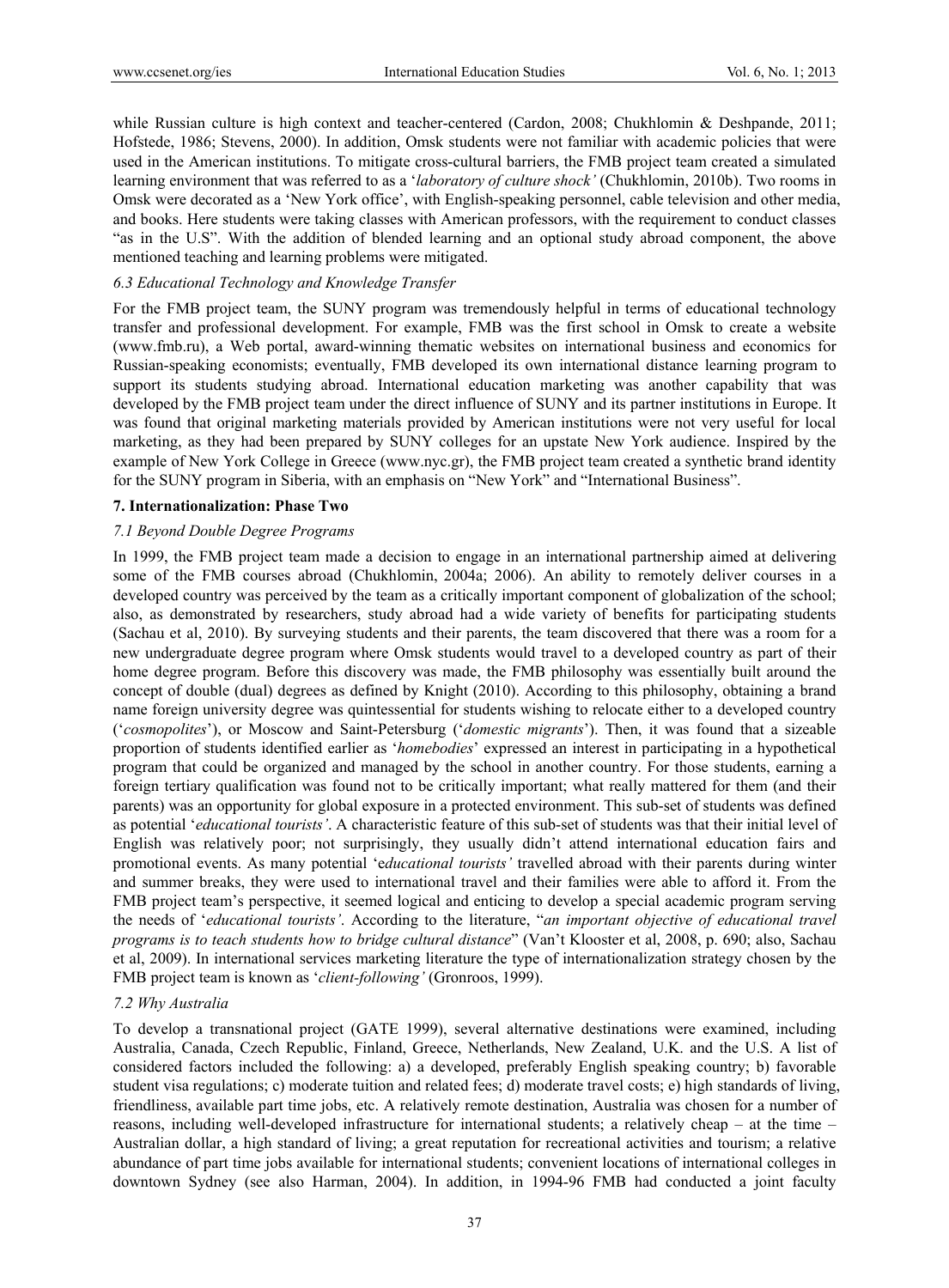while Russian culture is high context and teacher-centered (Cardon, 2008; Chukhlomin & Deshpande, 2011; Hofstede, 1986; Stevens, 2000). In addition, Omsk students were not familiar with academic policies that were used in the American institutions. To mitigate cross-cultural barriers, the FMB project team created a simulated learning environment that was referred to as a '*laboratory of culture shock'* (Chukhlomin, 2010b). Two rooms in Omsk were decorated as a 'New York office', with English-speaking personnel, cable television and other media, and books. Here students were taking classes with American professors, with the requirement to conduct classes "as in the U.S". With the addition of blended learning and an optional study abroad component, the above mentioned teaching and learning problems were mitigated.

### *6.3 Educational Technology and Knowledge Transfer*

For the FMB project team, the SUNY program was tremendously helpful in terms of educational technology transfer and professional development. For example, FMB was the first school in Omsk to create a website (www.fmb.ru), a Web portal, award-winning thematic websites on international business and economics for Russian-speaking economists; eventually, FMB developed its own international distance learning program to support its students studying abroad. International education marketing was another capability that was developed by the FMB project team under the direct influence of SUNY and its partner institutions in Europe. It was found that original marketing materials provided by American institutions were not very useful for local marketing, as they had been prepared by SUNY colleges for an upstate New York audience. Inspired by the example of New York College in Greece (www.nyc.gr), the FMB project team created a synthetic brand identity for the SUNY program in Siberia, with an emphasis on "New York" and "International Business".

## 7. Internationalization: Phase Two

### *7.1 Beyond Double Degree Programs*

In 1999, the FMB project team made a decision to engage in an international partnership aimed at delivering some of the FMB courses abroad (Chukhlomin, 2004a; 2006). An ability to remotely deliver courses in a developed country was perceived by the team as a critically important component of globalization of the school; also, as demonstrated by researchers, study abroad had a wide variety of benefits for participating students (Sachau et al, 2010). By surveying students and their parents, the team discovered that there was a room for a new undergraduate degree program where Omsk students would travel to a developed country as part of their home degree program. Before this discovery was made, the FMB philosophy was essentially built around the concept of double (dual) degrees as defined by Knight (2010). According to this philosophy, obtaining a brand name foreign university degree was quintessential for students wishing to relocate either to a developed country ('*cosmopolites*'), or Moscow and Saint-Petersburg ('*domestic migrants*'). Then, it was found that a sizeable proportion of students identified earlier as '*homebodies*' expressed an interest in participating in a hypothetical program that could be organized and managed by the school in another country. For those students, earning a foreign tertiary qualification was found not to be critically important; what really mattered for them (and their parents) was an opportunity for global exposure in a protected environment. This sub-set of students was defined as potential '*educational tourists'*. A characteristic feature of this sub-set of students was that their initial level of English was relatively poor; not surprisingly, they usually didn't attend international education fairs and promotional events. As many potential '*educational tourists'* travelled abroad with their parents during winter and summer breaks, they were used to international travel and their families were able to afford it. From the FMB project team's perspective, it seemed logical and enticing to develop a special academic program serving the needs of '*educational tourists'*. According to the literature, "*an important objective of educational travel programs is to teach students how to bridge cultural distance*" (Van't Klooster et al, 2008, p. 690; also, Sachau et al, 2009). In international services marketing literature the type of internationalization strategy chosen by the FMB project team is known as '*client-following'* (Gronroos, 1999).

### *7.2 Why Australia*

To develop a transnational project (GATE 1999), several alternative destinations were examined, including Australia, Canada, Czech Republic, Finland, Greece, Netherlands, New Zealand, U.K. and the U.S. A list of considered factors included the following: a) a developed, preferably English speaking country; b) favorable student visa regulations; c) moderate tuition and related fees; d) moderate travel costs; e) high standards of living, friendliness, available part time jobs, etc. A relatively remote destination, Australia was chosen for a number of reasons, including well-developed infrastructure for international students; a relatively cheap – at the time – Australian dollar, a high standard of living; a great reputation for recreational activities and tourism; a relative abundance of part time jobs available for international students; convenient locations of international colleges in downtown Sydney (see also Harman, 2004). In addition, in 1994-96 FMB had conducted a joint faculty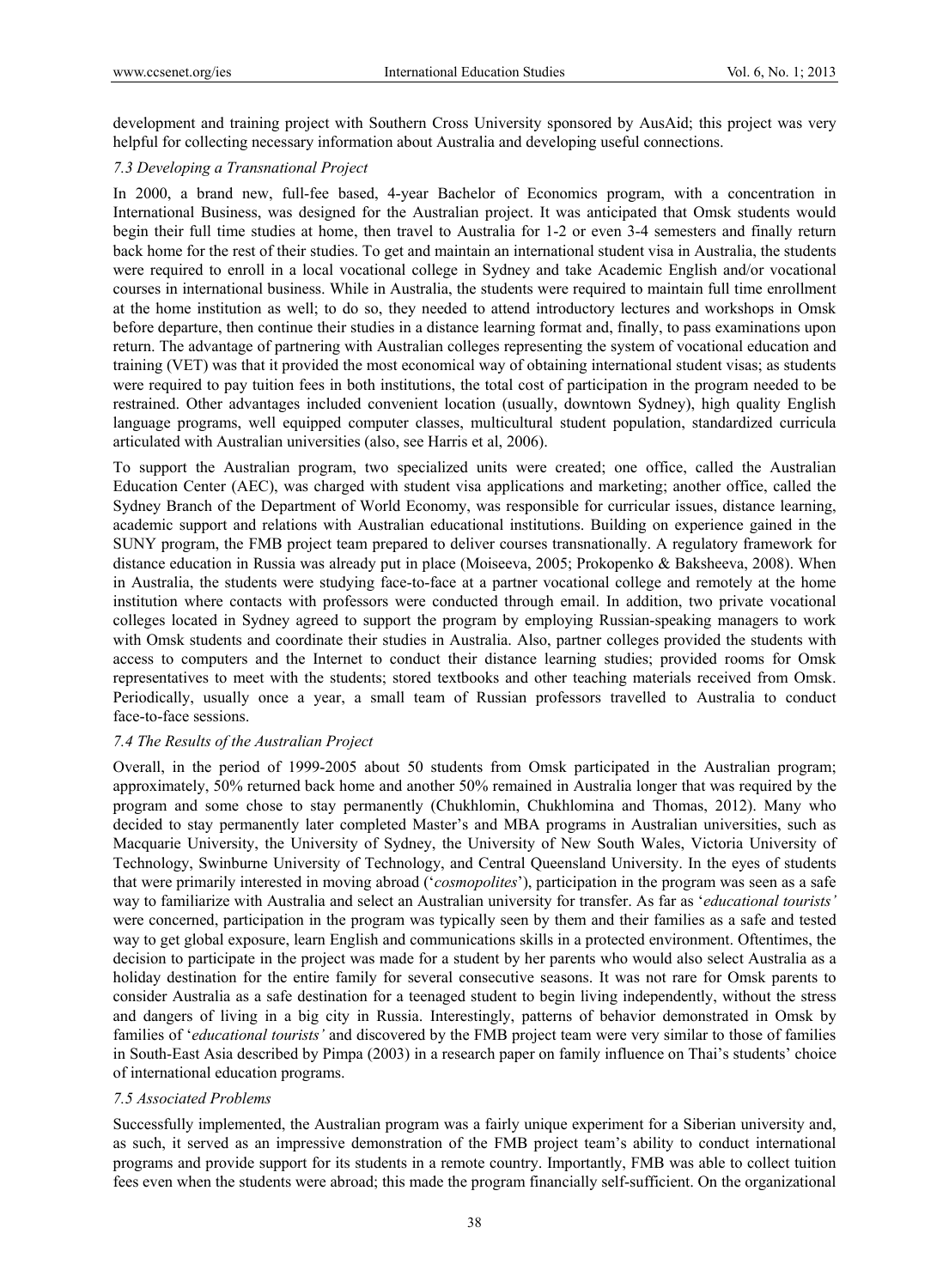development and training project with Southern Cross University sponsored by AusAid; this project was very helpful for collecting necessary information about Australia and developing useful connections.

### *7.3 Developing a Transnational Project*

In 2000, a brand new, full-fee based, 4-year Bachelor of Economics program, with a concentration in International Business, was designed for the Australian project. It was anticipated that Omsk students would begin their full time studies at home, then travel to Australia for 1-2 or even 3-4 semesters and finally return back home for the rest of their studies. To get and maintain an international student visa in Australia, the students were required to enroll in a local vocational college in Sydney and take Academic English and/or vocational courses in international business. While in Australia, the students were required to maintain full time enrollment at the home institution as well; to do so, they needed to attend introductory lectures and workshops in Omsk before departure, then continue their studies in a distance learning format and, finally, to pass examinations upon return. The advantage of partnering with Australian colleges representing the system of vocational education and training (VET) was that it provided the most economical way of obtaining international student visas; as students were required to pay tuition fees in both institutions, the total cost of participation in the program needed to be restrained. Other advantages included convenient location (usually, downtown Sydney), high quality English language programs, well equipped computer classes, multicultural student population, standardized curricula articulated with Australian universities (also, see Harris et al, 2006).

To support the Australian program, two specialized units were created; one office, called the Australian Education Center (AEC), was charged with student visa applications and marketing; another office, called the Sydney Branch of the Department of World Economy, was responsible for curricular issues, distance learning, academic support and relations with Australian educational institutions. Building on experience gained in the SUNY program, the FMB project team prepared to deliver courses transnationally. A regulatory framework for distance education in Russia was already put in place (Moiseeva, 2005; Prokopenko & Baksheeva, 2008). When in Australia, the students were studying face-to-face at a partner vocational college and remotely at the home institution where contacts with professors were conducted through email. In addition, two private vocational colleges located in Sydney agreed to support the program by employing Russian-speaking managers to work with Omsk students and coordinate their studies in Australia. Also, partner colleges provided the students with access to computers and the Internet to conduct their distance learning studies; provided rooms for Omsk representatives to meet with the students; stored textbooks and other teaching materials received from Omsk. Periodically, usually once a year, a small team of Russian professors travelled to Australia to conduct face-to-face sessions.

### *7.4 The Results of the Australian Project*

Overall, in the period of 1999-2005 about 50 students from Omsk participated in the Australian program; approximately, 50% returned back home and another 50% remained in Australia longer that was required by the program and some chose to stay permanently (Chukhlomin, Chukhlomina and Thomas, 2012). Many who decided to stay permanently later completed Master's and MBA programs in Australian universities, such as Macquarie University, the University of Sydney, the University of New South Wales, Victoria University of Technology, Swinburne University of Technology, and Central Queensland University. In the eyes of students that were primarily interested in moving abroad ('*cosmopolites*'), participation in the program was seen as a safe way to familiarize with Australia and select an Australian university for transfer. As far as '*educational tourists'* were concerned, participation in the program was typically seen by them and their families as a safe and tested way to get global exposure, learn English and communications skills in a protected environment. Oftentimes, the decision to participate in the project was made for a student by her parents who would also select Australia as a holiday destination for the entire family for several consecutive seasons. It was not rare for Omsk parents to consider Australia as a safe destination for a teenaged student to begin living independently, without the stress and dangers of living in a big city in Russia. Interestingly, patterns of behavior demonstrated in Omsk by families of '*educational tourists'* and discovered by the FMB project team were very similar to those of families in South-East Asia described by Pimpa (2003) in a research paper on family influence on Thai's students' choice of international education programs.

### *7.5 Associated Problems*

Successfully implemented, the Australian program was a fairly unique experiment for a Siberian university and, as such, it served as an impressive demonstration of the FMB project team's ability to conduct international programs and provide support for its students in a remote country. Importantly, FMB was able to collect tuition fees even when the students were abroad; this made the program financially self-sufficient. On the organizational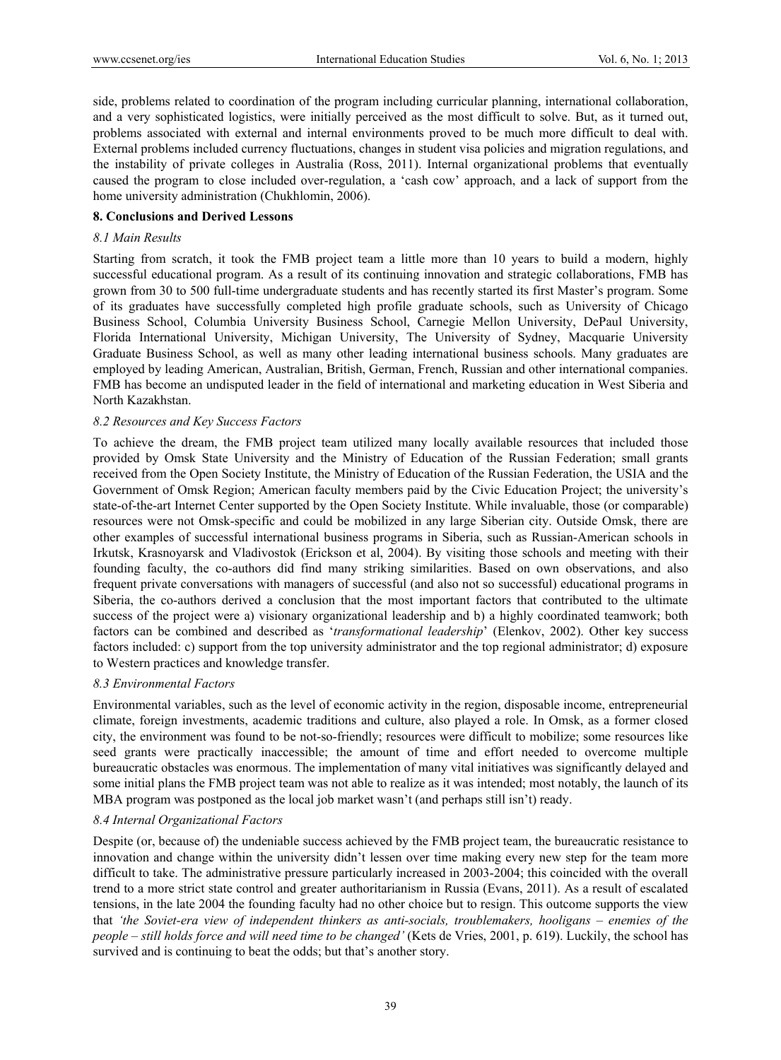side, problems related to coordination of the program including curricular planning, international collaboration, and a very sophisticated logistics, were initially perceived as the most difficult to solve. But, as it turned out, problems associated with external and internal environments proved to be much more difficult to deal with. External problems included currency fluctuations, changes in student visa policies and migration regulations, and the instability of private colleges in Australia (Ross, 2011). Internal organizational problems that eventually caused the program to close included over-regulation, a 'cash cow' approach, and a lack of support from the home university administration (Chukhlomin, 2006).

## 8. Conclusions and Derived Lessons

### *8.1 Main Results*

Starting from scratch, it took the FMB project team a little more than 10 years to build a modern, highly successful educational program. As a result of its continuing innovation and strategic collaborations, FMB has grown from 30 to 500 full-time undergraduate students and has recently started its first Master's program. Some of its graduates have successfully completed high profile graduate schools, such as University of Chicago Business School, Columbia University Business School, Carnegie Mellon University, DePaul University, Florida International University, Michigan University, The University of Sydney, Macquarie University Graduate Business School, as well as many other leading international business schools. Many graduates are employed by leading American, Australian, British, German, French, Russian and other international companies. FMB has become an undisputed leader in the field of international and marketing education in West Siberia and North Kazakhstan.

### *8.2 Resources and Key Success Factors*

To achieve the dream, the FMB project team utilized many locally available resources that included those provided by Omsk State University and the Ministry of Education of the Russian Federation; small grants received from the Open Society Institute, the Ministry of Education of the Russian Federation, the USIA and the Government of Omsk Region; American faculty members paid by the Civic Education Project; the university's state-of-the-art Internet Center supported by the Open Society Institute. While invaluable, those (or comparable) resources were not Omsk-specific and could be mobilized in any large Siberian city. Outside Omsk, there are other examples of successful international business programs in Siberia, such as Russian-American schools in Irkutsk, Krasnoyarsk and Vladivostok (Erickson et al, 2004). By visiting those schools and meeting with their founding faculty, the co-authors did find many striking similarities. Based on own observations, and also frequent private conversations with managers of successful (and also not so successful) educational programs in Siberia, the co-authors derived a conclusion that the most important factors that contributed to the ultimate success of the project were a) visionary organizational leadership and b) a highly coordinated teamwork; both factors can be combined and described as '*transformational leadership*' (Elenkov, 2002). Other key success factors included: c) support from the top university administrator and the top regional administrator; d) exposure to Western practices and knowledge transfer.

### *8.3 Environmental Factors*

Environmental variables, such as the level of economic activity in the region, disposable income, entrepreneurial climate, foreign investments, academic traditions and culture, also played a role. In Omsk, as a former closed city, the environment was found to be not-so-friendly; resources were difficult to mobilize; some resources like seed grants were practically inaccessible; the amount of time and effort needed to overcome multiple bureaucratic obstacles was enormous. The implementation of many vital initiatives was significantly delayed and some initial plans the FMB project team was not able to realize as it was intended; most notably, the launch of its MBA program was postponed as the local job market wasn't (and perhaps still isn't) ready.

### *8.4 Internal Organizational Factors*

Despite (or, because of) the undeniable success achieved by the FMB project team, the bureaucratic resistance to innovation and change within the university didn't lessen over time making every new step for the team more difficult to take. The administrative pressure particularly increased in 2003-2004; this coincided with the overall trend to a more strict state control and greater authoritarianism in Russia (Evans, 2011). As a result of escalated tensions, in the late 2004 the founding faculty had no other choice but to resign. This outcome supports the view that *'the Soviet-era view of independent thinkers as anti-socials, troublemakers, hooligans – enemies of the people – still holds force and will need time to be changed'* (Kets de Vries, 2001, p. 619). Luckily, the school has survived and is continuing to beat the odds; but that's another story.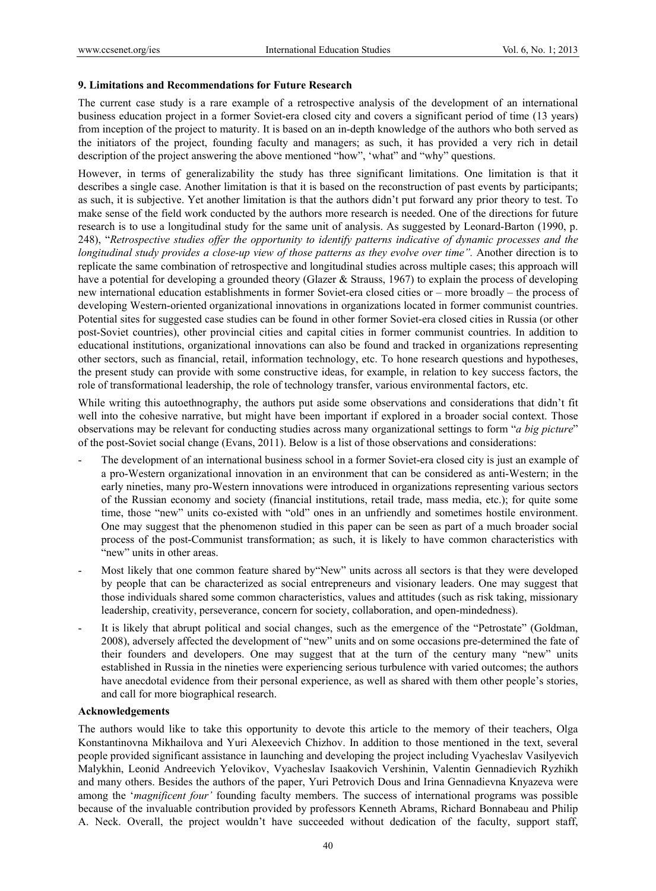## 9. Limitations and Recommendations for Future Research

The current case study is a rare example of a retrospective analysis of the development of an international business education project in a former Soviet-era closed city and covers a significant period of time (13 years) from inception of the project to maturity. It is based on an in-depth knowledge of the authors who both served as the initiators of the project, founding faculty and managers; as such, it has provided a very rich in detail description of the project answering the above mentioned "how", 'what" and "why" questions.

However, in terms of generalizability the study has three significant limitations. One limitation is that it describes a single case. Another limitation is that it is based on the reconstruction of past events by participants; as such, it is subjective. Yet another limitation is that the authors didn't put forward any prior theory to test. To make sense of the field work conducted by the authors more research is needed. One of the directions for future research is to use a longitudinal study for the same unit of analysis. As suggested by Leonard-Barton (1990, p. 248), "*Retrospective studies offer the opportunity to identify patterns indicative of dynamic processes and the longitudinal study provides a close-up view of those patterns as they evolve over time".* Another direction is to replicate the same combination of retrospective and longitudinal studies across multiple cases; this approach will have a potential for developing a grounded theory (Glazer & Strauss, 1967) to explain the process of developing new international education establishments in former Soviet-era closed cities or – more broadly – the process of developing Western-oriented organizational innovations in organizations located in former communist countries. Potential sites for suggested case studies can be found in other former Soviet-era closed cities in Russia (or other post-Soviet countries), other provincial cities and capital cities in former communist countries. In addition to educational institutions, organizational innovations can also be found and tracked in organizations representing other sectors, such as financial, retail, information technology, etc. To hone research questions and hypotheses, the present study can provide with some constructive ideas, for example, in relation to key success factors, the role of transformational leadership, the role of technology transfer, various environmental factors, etc.

While writing this autoethnography, the authors put aside some observations and considerations that didn't fit well into the cohesive narrative, but might have been important if explored in a broader social context. Those observations may be relevant for conducting studies across many organizational settings to form "*a big picture*" of the post-Soviet social change (Evans, 2011). Below is a list of those observations and considerations:

- The development of an international business school in a former Soviet-era closed city is just an example of a pro-Western organizational innovation in an environment that can be considered as anti-Western; in the early nineties, many pro-Western innovations were introduced in organizations representing various sectors of the Russian economy and society (financial institutions, retail trade, mass media, etc.); for quite some time, those "new" units co-existed with "old" ones in an unfriendly and sometimes hostile environment. One may suggest that the phenomenon studied in this paper can be seen as part of a much broader social process of the post-Communist transformation; as such, it is likely to have common characteristics with "new" units in other areas.
- Most likely that one common feature shared by"New" units across all sectors is that they were developed by people that can be characterized as social entrepreneurs and visionary leaders. One may suggest that those individuals shared some common characteristics, values and attitudes (such as risk taking, missionary leadership, creativity, perseverance, concern for society, collaboration, and open-mindedness).
- It is likely that abrupt political and social changes, such as the emergence of the "Petrostate" (Goldman, 2008), adversely affected the development of "new" units and on some occasions pre-determined the fate of their founders and developers. One may suggest that at the turn of the century many "new" units established in Russia in the nineties were experiencing serious turbulence with varied outcomes; the authors have anecdotal evidence from their personal experience, as well as shared with them other people's stories, and call for more biographical research.

**Acknowledgements**

The authors would like to take this opportunity to devote this article to the memory of their teachers, Olga Konstantinovna Mikhailova and Yuri Alexeevich Chizhov. In addition to those mentioned in the text, several people provided significant assistance in launching and developing the project including Vyacheslav Vasilyevich Malykhin, Leonid Andreevich Yelovikov, Vyacheslav Isaakovich Vershinin, Valentin Gennadievich Ryzhikh and many others. Besides the authors of the paper, Yuri Petrovich Dous and Irina Gennadievna Knyazeva were among the '*magnificent four'* founding faculty members. The success of international programs was possible because of the invaluable contribution provided by professors Kenneth Abrams, Richard Bonnabeau and Philip A. Neck. Overall, the project wouldn't have succeeded without dedication of the faculty, support staff,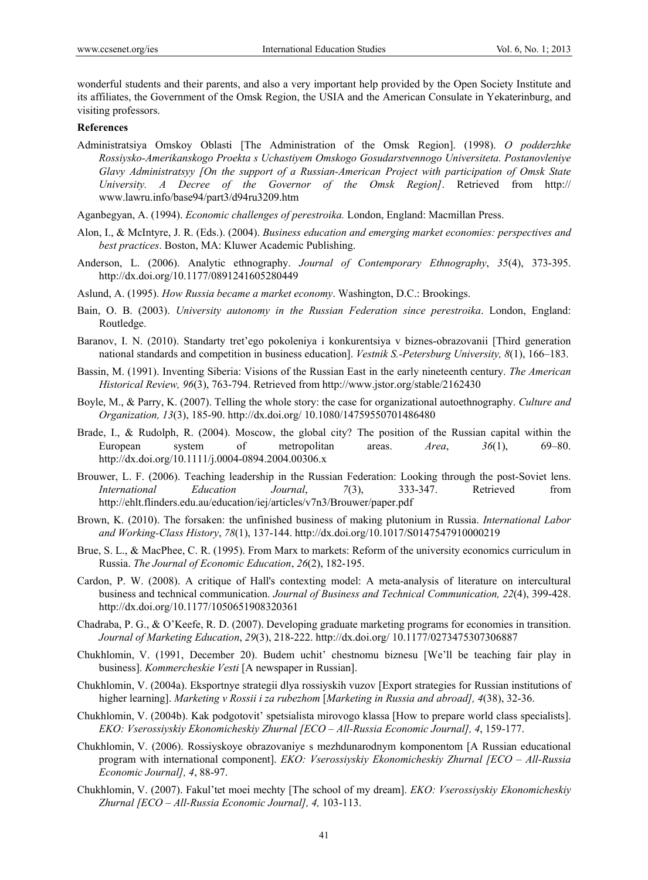wonderful students and their parents, and also a very important help provided by the Open Society Institute and its affiliates, the Government of the Omsk Region, the USIA and the American Consulate in Yekaterinburg, and visiting professors.

**References**

Administratsiya Omskoy Oblasti [The Administration of the Omsk Region]. (1998). *O podderzhke Rossiysko-Amerikanskogo Proekta s Uchastiyem Omskogo Gosudarstvennogo Universiteta. Postanovleniye Glavy Administratsyy [On the support of a Russian-American Project with participation of Omsk State University. A Decree of the Governor of the Omsk Region]*. Retrieved from http:// www.lawru.info/base94/part3/d94ru3209.htm

Aganbegyan, A. (1994). *Economic challenges of perestroika.* London, England: Macmillan Press.

Alon, I., & McIntyre, J. R. (Eds.). (2004). *Business education and emerging market economies: perspectives and best practices*. Boston, MA: Kluwer Academic Publishing.

Anderson, L. (2006). Analytic ethnography. *Journal of Contemporary Ethnography*, *35*(4), 373-395. http://dx.doi.org/10.1177/0891241605280449

Aslund, A. (1995). *How Russia became a market economy*. Washington, D.C.: Brookings.

Bain, O. B. (2003). *University autonomy in the Russian Federation since perestroika*. London, England: Routledge.

Baranov, I. N. (2010). Standarty tret'ego pokoleniya i konkurentsiya v biznes-obrazovanii [Third generation national standards and competition in business education]. *Vestnik S.-Petersburg University, 8*(1), 166–183.

Bassin, M. (1991). Inventing Siberia: Visions of the Russian East in the early nineteenth century. *The American Historical Review, 96*(3), 763-794. Retrieved from http://www.jstor.org/stable/2162430

Boyle, M., & Parry, K. (2007). Telling the whole story: the case for organizational autoethnography. *Culture and Organization, 13*(3), 185-90. http://dx.doi.org/ 10.1080/14759550701486480

Brade, I., & Rudolph, R. (2004). Moscow, the global city? The position of the Russian capital within the European system of metropolitan areas. *Area*, *36*(1), 69–80. http://dx.doi.org/10.1111/j.0004-0894.2004.00306.x

Brouwer, L. F. (2006). Teaching leadership in the Russian Federation: Looking through the post-Soviet lens. *International Education Journal*, *7*(3), 333-347. Retrieved from http://ehlt.flinders.edu.au/education/iej/articles/v7n3/Brouwer/paper.pdf

Brown, K. (2010). The forsaken: the unfinished business of making plutonium in Russia. *International Labor and Working-Class History*, *78*(1), 137-144. http://dx.doi.org/10.1017/S0147547910000219

Brue, S. L., & MacPhee, C. R. (1995). From Marx to markets: Reform of the university economics curriculum in Russia. *The Journal of Economic Education*, *26*(2), 182-195.

Cardon, P. W. (2008). A critique of Hall's contexting model: A meta-analysis of literature on intercultural business and technical communication. *Journal of Business and Technical Communication, 22*(4), 399-428. http://dx.doi.org/10.1177/1050651908320361

Chadraba, P. G., & O'Keefe, R. D. (2007). Developing graduate marketing programs for economies in transition. *Journal of Marketing Education*, *29*(3), 218-222. http://dx.doi.org/ 10.1177/0273475307306887

Chukhlomin, V. (1991, December 20). Budem uchit' chestnomu biznesu [We'll be teaching fair play in business]. *Kommercheskie Vesti* [A newspaper in Russian].

Chukhlomin, V. (2004a). Eksportnye strategii dlya rossiyskih vuzov [Export strategies for Russian institutions of higher learning]. *Marketing v Rossii i za rubezhom* [*Marketing in Russia and abroad], 4*(38), 32-36.

Chukhlomin, V. (2004b). Kak podgotovit' spetsialista mirovogo klassa [How to prepare world class specialists]. *EKO: Vserossiyskiy Ekonomicheskiy Zhurnal [ECO – All-Russia Economic Journal], 4*, 159-177.

Chukhlomin, V. (2006). Rossiyskoye obrazovaniye s mezhdunarodnym komponentom [A Russian educational program with international component]. *EKO: Vserossiyskiy Ekonomicheskiy Zhurnal [ECO – All-Russia Economic Journal], 4*, 88-97.

Chukhlomin, V. (2007). Fakul'tet moei mechty [The school of my dream]. *EKO: Vserossiyskiy Ekonomicheskiy Zhurnal [ECO – All-Russia Economic Journal], 4,* 103-113.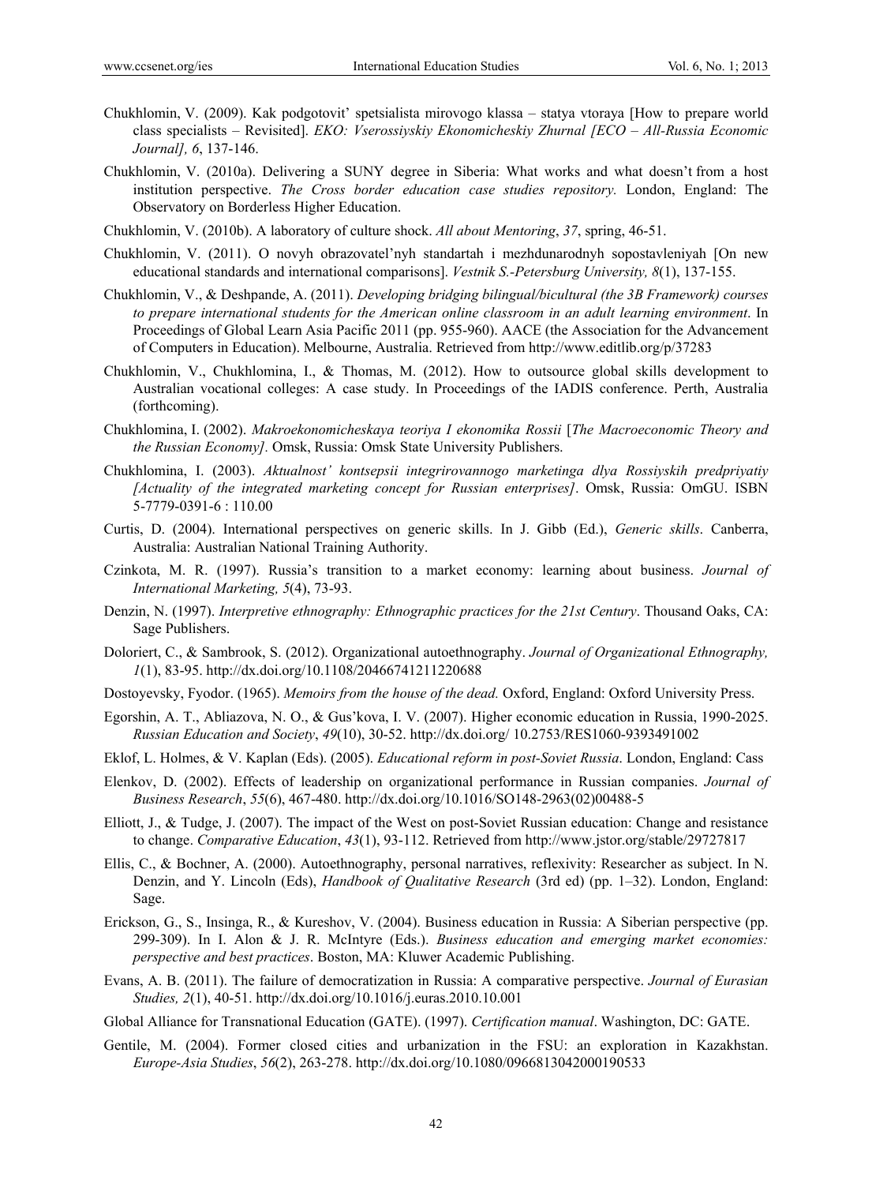Chukhlomin, V. (2009). Kak podgotovit' spetsialista mirovogo klassa – statya vtoraya [How to prepare world class specialists – Revisited]. *EKO: Vserossiyskiy Ekonomicheskiy Zhurnal [ECO – All-Russia Economic Journal], 6*, 137-146.

Chukhlomin, V. (2010a). Delivering a SUNY degree in Siberia: What works and what doesn't from a host institution perspective. *The Cross border education case studies repository.* London, England: The Observatory on Borderless Higher Education.

Chukhlomin, V. (2010b). A laboratory of culture shock. *All about Mentoring*, *37*, spring, 46-51.

Chukhlomin, V. (2011). O novyh obrazovatel'nyh standartah i mezhdunarodnyh sopostavleniyah [On new educational standards and international comparisons]. *Vestnik S.-Petersburg University, 8*(1), 137-155.

Chukhlomin, V., & Deshpande, A. (2011). *Developing bridging bilingual/bicultural (the 3B Framework) courses to prepare international students for the American online classroom in an adult learning environment*. In Proceedings of Global Learn Asia Pacific 2011 (pp. 955-960). AACE (the Association for the Advancement of Computers in Education). Melbourne, Australia. Retrieved from http://www.editlib.org/p/37283

Chukhlomin, V., Chukhlomina, I., & Thomas, M. (2012). How to outsource global skills development to Australian vocational colleges: A case study. In Proceedings of the IADIS conference. Perth, Australia (forthcoming).

Chukhlomina, I. (2002). *Makroekonomicheskaya teoriya I ekonomika Rossii* [*The Macroeconomic Theory and the Russian Economy].* Omsk, Russia: Omsk State University Publishers.

Chukhlomina, I. (2003). *Aktualnost' kontsepsii integrirovannogo marketinga dlya Rossiyskih predpriyatiy [Actuality of the integrated marketing concept for Russian enterprises]*. Omsk, Russia: OmGU. ISBN 5-7779-0391-6 : 110.00

Curtis, D. (2004). International perspectives on generic skills. In J. Gibb (Ed.), *Generic skills*. Canberra, Australia: Australian National Training Authority.

Czinkota, M. R. (1997). Russia's transition to a market economy: learning about business. *Journal of International Marketing, 5*(4), 73-93.

Denzin, N. (1997). *Interpretive ethnography: Ethnographic practices for the 21st Century*. Thousand Oaks, CA: Sage Publishers.

Doloriert, C., & Sambrook, S. (2012). Organizational autoethnography. *Journal of Organizational Ethnography, 1*(1), 83-95. http://dx.doi.org/10.1108/20466741211220688

Dostoyevsky, Fyodor. (1965). *Memoirs from the house of the dead.* Oxford, England: Oxford University Press.

Egorshin, A. T., Abliazova, N. O., & Gus'kova, I. V. (2007). Higher economic education in Russia, 1990-2025. *Russian Education and Society*, *49*(10), 30-52. http://dx.doi.org/ 10.2753/RES1060-9393491002

Eklof, L. Holmes, & V. Kaplan (Eds). (2005). *Educational reform in post-Soviet Russia*. London, England: Cass

Elenkov, D. (2002). Effects of leadership on organizational performance in Russian companies. *Journal of Business Research*, *55*(6), 467-480. http://dx.doi.org/10.1016/SO148-2963(02)00488-5

Elliott, J., & Tudge, J. (2007). The impact of the West on post-Soviet Russian education: Change and resistance to change. *Comparative Education*, *43*(1), 93-112. Retrieved from http://www.jstor.org/stable/29727817

Ellis, C., & Bochner, A. (2000). Autoethnography, personal narratives, reflexivity: Researcher as subject. In N. Denzin, and Y. Lincoln (Eds), *Handbook of Qualitative Research* (3rd ed) (pp. 1–32). London, England: Sage.

Erickson, G., S., Insinga, R., & Kureshov, V. (2004). Business education in Russia: A Siberian perspective (pp. 299-309). In I. Alon & J. R. McIntyre (Eds.). *Business education and emerging market economies: perspective and best practices*. Boston, MA: Kluwer Academic Publishing.

Evans, A. B. (2011). The failure of democratization in Russia: A comparative perspective. *Journal of Eurasian Studies, 2*(1), 40-51. http://dx.doi.org/10.1016/j.euras.2010.10.001

Global Alliance for Transnational Education (GATE). (1997). *Certification manual*. Washington, DC: GATE.

Gentile, M. (2004). Former closed cities and urbanization in the FSU: an exploration in Kazakhstan. *Europe-Asia Studies*, *56*(2), 263-278. http://dx.doi.org/10.1080/0966813042000190533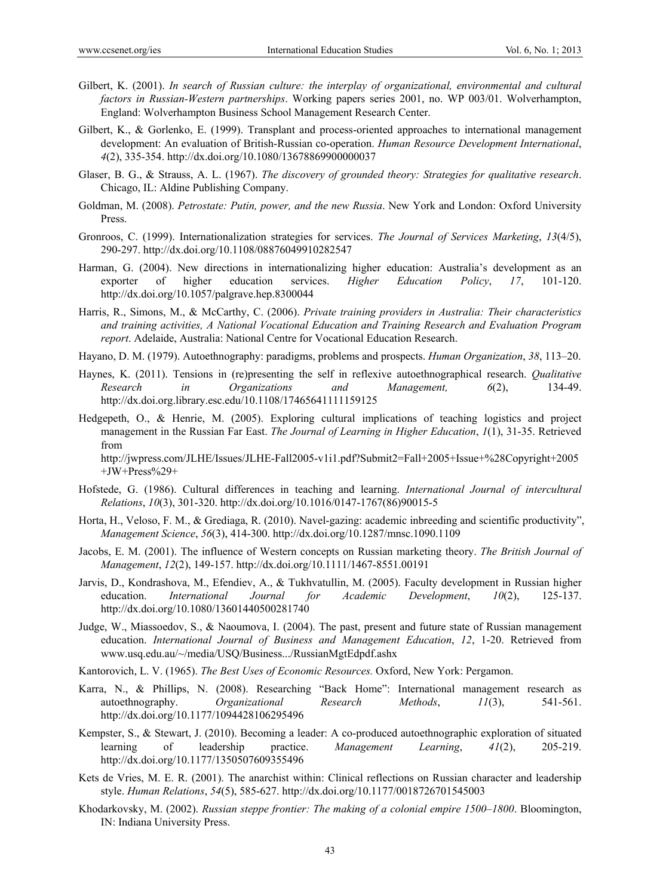Gilbert, K. (2001). *In search of Russian culture: the interplay of organizational, environmental and cultural factors in Russian-Western partnerships*. Working papers series 2001, no. WP 003/01. Wolverhampton, England: Wolverhampton Business School Management Research Center.

Gilbert, K., & Gorlenko, E. (1999). Transplant and process-oriented approaches to international management development: An evaluation of British-Russian co-operation. *Human Resource Development International*, *4*(2), 335-354. http://dx.doi.org/10.1080/13678869900000037

Glaser, B. G., & Strauss, A. L. (1967). *The discovery of grounded theory: Strategies for qualitative research*. Chicago, IL: Aldine Publishing Company.

Goldman, M. (2008). *Petrostate: Putin, power, and the new Russia*. New York and London: Oxford University Press.

Gronroos, C. (1999). Internationalization strategies for services. *The Journal of Services Marketing*, *13*(4/5), 290-297. http://dx.doi.org/10.1108/08876049910282547

Harman, G. (2004). New directions in internationalizing higher education: Australia's development as an exporter of higher education services. *Higher Education Policy*, *17*, 101-120. http://dx.doi.org/10.1057/palgrave.hep.8300044

Harris, R., Simons, M., & McCarthy, C. (2006). *Private training providers in Australia: Their characteristics and training activities, A National Vocational Education and Training Research and Evaluation Program report*. Adelaide, Australia: National Centre for Vocational Education Research.

Hayano, D. M. (1979). Autoethnography: paradigms, problems and prospects. *Human Organization*, *38*, 113–20.

Haynes, K. (2011). Tensions in (re)presenting the self in reflexive autoethnographical research. *Qualitative Research in Organizations and Management, 6*(2), 134-49. http://dx.doi.org.library.esc.edu/10.1108/17465641111159125

Hedgepeth, O., & Henrie, M. (2005). Exploring cultural implications of teaching logistics and project management in the Russian Far East. *The Journal of Learning in Higher Education*, *1*(1), 31-35. Retrieved from http://jwpress.com/JLHE/Issues/JLHE-Fall2005-v1i1.pdf?Submit2=Fall+2005+Issue+%28Copyright+2005+JW+Press%29+

Hofstede, G. (1986). Cultural differences in teaching and learning. *International Journal of intercultural Relations*, *10*(3), 301-320. http://dx.doi.org/10.1016/0147-1767(86)90015-5

Horta, H., Veloso, F. M., & Grediaga, R. (2010). Navel-gazing: academic inbreeding and scientific productivity", *Management Science*, *56*(3), 414-300. http://dx.doi.org/10.1287/mnsc.1090.1109

Jacobs, E. M. (2001). The influence of Western concepts on Russian marketing theory. *The British Journal of Management*, *12*(2), 149-157. http://dx.doi.org/10.1111/1467-8551.00191

Jarvis, D., Kondrashova, M., Efendiev, A., & Tukhvatullin, M. (2005). Faculty development in Russian higher education. *International Journal for Academic Development*, *10*(2), 125-137. http://dx.doi.org/10.1080/13601440500281740

Judge, W., Miassoedov, S., & Naoumova, I. (2004). The past, present and future state of Russian management education. *International Journal of Business and Management Education*, *12*, 1-20. Retrieved from www.usq.edu.au/~/media/USQ/Business.../RussianMgtEdpdf.ashx

Kantorovich, L. V. (1965). *The Best Uses of Economic Resources.* Oxford, New York: Pergamon.

Karra, N., & Phillips, N. (2008). Researching "Back Home": International management research as autoethnography. *Organizational Research Methods*, *11*(3), 541-561. http://dx.doi.org/10.1177/1094428106295496

Kempster, S., & Stewart, J. (2010). Becoming a leader: A co-produced autoethnographic exploration of situated learning of leadership practice. *Management Learning*, *41*(2), 205-219. http://dx.doi.org/10.1177/1350507609355496

Kets de Vries, M. E. R. (2001). The anarchist within: Clinical reflections on Russian character and leadership style. *Human Relations*, *54*(5), 585-627. http://dx.doi.org/10.1177/0018726701545003

Khodarkovsky, M. (2002). *Russian steppe frontier: The making of a colonial empire 1500–1800*. Bloomington, IN: Indiana University Press.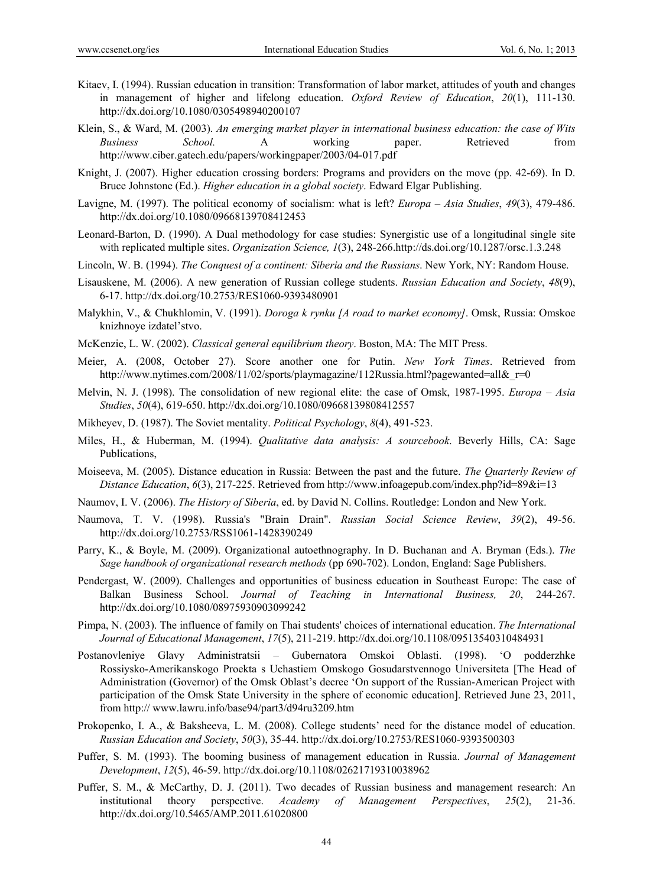Kitaev, I. (1994). Russian education in transition: Transformation of labor market, attitudes of youth and changes in management of higher and lifelong education. *Oxford Review of Education*, *20*(1), 111-130. http://dx.doi.org/10.1080/0305498940200107

Klein, S., & Ward, M. (2003). *An emerging market player in international business education: the case of Wits Business School.* A working paper. Retrieved from http://www.ciber.gatech.edu/papers/workingpaper/2003/04-017.pdf

Knight, J. (2007). Higher education crossing borders: Programs and providers on the move (pp. 42-69). In D. Bruce Johnstone (Ed.). *Higher education in a global society*. Edward Elgar Publishing.

Lavigne, M. (1997). The political economy of socialism: what is left? *Europa – Asia Studies*, *49*(3), 479-486. http://dx.doi.org/10.1080/09668139708412453

Leonard-Barton, D. (1990). A Dual methodology for case studies: Synergistic use of a longitudinal single site with replicated multiple sites. *Organization Science, 1*(3), 248-266.http://ds.doi.org/10.1287/orsc.1.3.248

Lincoln, W. B. (1994). *The Conquest of a continent: Siberia and the Russians*. New York, NY: Random House.

Lisauskene, M. (2006). A new generation of Russian college students. *Russian Education and Society*, *48*(9), 6-17. http://dx.doi.org/10.2753/RES1060-9393480901

Malykhin, V., & Chukhlomin, V. (1991). *Doroga k rynku [A road to market economy]*. Omsk, Russia: Omskoe knizhnoye izdatel'stvo.

McKenzie, L. W. (2002). *Classical general equilibrium theory*. Boston, MA: The MIT Press.

Meier, A. (2008, October 27). Score another one for Putin. *New York Times*. Retrieved from http://www.nytimes.com/2008/11/02/sports/playmagazine/112Russia.html?pagewanted=all&_r=0

Melvin, N. J. (1998). The consolidation of new regional elite: the case of Omsk, 1987-1995. *Europa – Asia Studies*, *50*(4), 619-650. http://dx.doi.org/10.1080/09668139808412557

Mikheyev, D. (1987). The Soviet mentality. *Political Psychology*, *8*(4), 491-523.

Miles, H., & Huberman, M. (1994). *Qualitative data analysis: A sourcebook*. Beverly Hills, CA: Sage Publications,

Moiseeva, M. (2005). Distance education in Russia: Between the past and the future. *The Quarterly Review of Distance Education*, *6*(3), 217-225. Retrieved from http://www.infoagepub.com/index.php?id=89&i=13

Naumov, I. V. (2006). *The History of Siberia*, ed. by David N. Collins. Routledge: London and New York.

Naumova, T. V. (1998). Russia's "Brain Drain". *Russian Social Science Review*, *39*(2), 49-56. http://dx.doi.org/10.2753/RSS1061-1428390249

Parry, K., & Boyle, M. (2009). Organizational autoethnography. In D. Buchanan and A. Bryman (Eds.). *The Sage handbook of organizational research methods* (pp 690-702). London, England: Sage Publishers.

Pendergast, W. (2009). Challenges and opportunities of business education in Southeast Europe: The case of Balkan Business School. *Journal of Teaching in International Business, 20*, 244-267. http://dx.doi.org/10.1080/08975930903099242

Pimpa, N. (2003). The influence of family on Thai students' choices of international education. *The International Journal of Educational Management*, *17*(5), 211-219. http://dx.doi.org/10.1108/09513540310484931

Postanovleniye Glavy Administratsii – Gubernatora Omskoi Oblasti. (1998). 'O podderzhke Rossiysko-Amerikanskogo Proekta s Uchastiem Omskogo Gosudarstvennogo Universiteta [The Head of Administration (Governor) of the Omsk Oblast's decree 'On support of the Russian-American Project with participation of the Omsk State University in the sphere of economic education]. Retrieved June 23, 2011, from http:// www.lawru.info/base94/part3/d94ru3209.htm

Prokopenko, I. A., & Baksheeva, L. M. (2008). College students' need for the distance model of education. *Russian Education and Society*, *50*(3), 35-44. http://dx.doi.org/10.2753/RES1060-9393500303

Puffer, S. M. (1993). The booming business of management education in Russia. *Journal of Management Development*, *12*(5), 46-59. http://dx.doi.org/10.1108/02621719310038962

Puffer, S. M., & McCarthy, D. J. (2011). Two decades of Russian business and management research: An institutional theory perspective. *Academy of Management Perspectives*, *25*(2), 21-36. http://dx.doi.org/10.5465/AMP.2011.61020800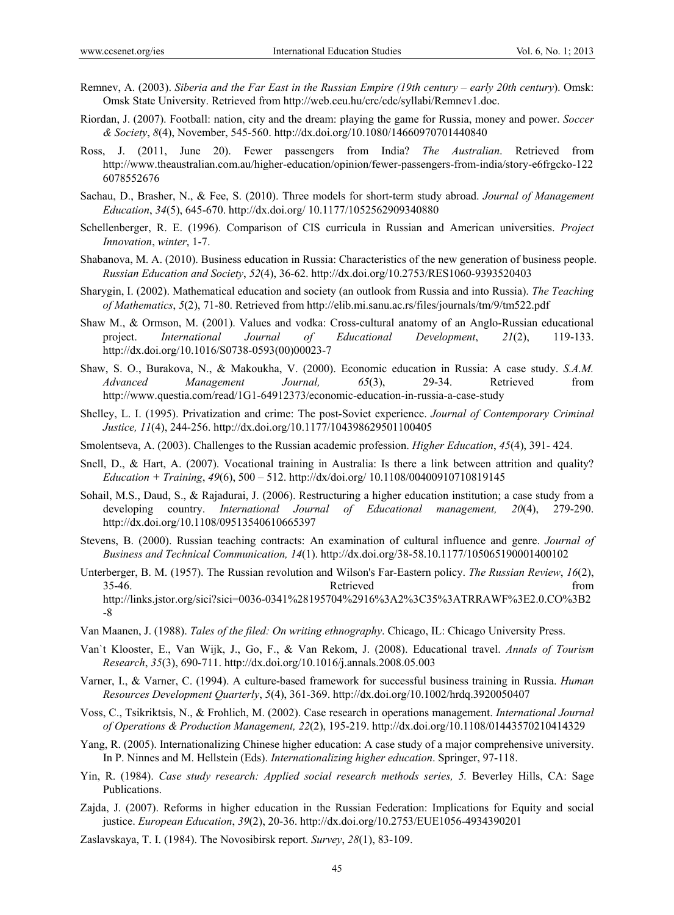Remnev, A. (2003). *Siberia and the Far East in the Russian Empire (19th century – early 20th century*). Omsk: Omsk State University. Retrieved from http://web.ceu.hu/crc/cdc/syllabi/Remnev1.doc.

Riordan, J. (2007). Football: nation, city and the dream: playing the game for Russia, money and power. *Soccer & Society*, *8*(4), November, 545-560. http://dx.doi.org/10.1080/14660970701440840

Ross, J. (2011, June 20). Fewer passengers from India? *The Australian*. Retrieved from http://www.theaustralian.com.au/higher-education/opinion/fewer-passengers-from-india/story-e6frgcko-1226078552676

Sachau, D., Brasher, N., & Fee, S. (2010). Three models for short-term study abroad. *Journal of Management Education*, *34*(5), 645-670. http://dx.doi.org/ 10.1177/1052562909340880

Schellenberger, R. E. (1996). Comparison of CIS curricula in Russian and American universities. *Project Innovation*, *winter*, 1-7.

Shabanova, M. A. (2010). Business education in Russia: Characteristics of the new generation of business people. *Russian Education and Society*, *52*(4), 36-62. http://dx.doi.org/10.2753/RES1060-9393520403

Sharygin, I. (2002). Mathematical education and society (an outlook from Russia and into Russia). *The Teaching of Mathematics*, *5*(2), 71-80. Retrieved from http://elib.mi.sanu.ac.rs/files/journals/tm/9/tm522.pdf

Shaw M., & Ormson, M. (2001). Values and vodka: Cross-cultural anatomy of an Anglo-Russian educational project. *International Journal of Educational Development*, *21*(2), 119-133. http://dx.doi.org/10.1016/S0738-0593(00)00023-7

Shaw, S. O., Burakova, N., & Makoukha, V. (2000). Economic education in Russia: A case study. *S.A.M. Advanced Management Journal, 65*(3), 29-34. Retrieved from http://www.questia.com/read/1G1-64912373/economic-education-in-russia-a-case-study

Shelley, L. I. (1995). Privatization and crime: The post-Soviet experience. *Journal of Contemporary Criminal Justice, 11*(4), 244-256. http://dx.doi.org/10.1177/104398629501100405

Smolentseva, A. (2003). Challenges to the Russian academic profession. *Higher Education*, *45*(4), 391- 424.

Snell, D., & Hart, A. (2007). Vocational training in Australia: Is there a link between attrition and quality? *Education + Training*, *49*(6), 500 – 512. http://dx/doi.org/ 10.1108/00400910710819145

Sohail, M.S., Daud, S., & Rajadurai, J. (2006). Restructuring a higher education institution; a case study from a developing country. *International Journal of Educational management, 20*(4), 279-290. http://dx.doi.org/10.1108/09513540610665397

Stevens, B. (2000). Russian teaching contracts: An examination of cultural influence and genre. *Journal of Business and Technical Communication, 14*(1). http://dx.doi.org/38-58.10.1177/105065190001400102

Unterberger, B. M. (1957). The Russian revolution and Wilson's Far-Eastern policy. *The Russian Review*, *16*(2), 35-46. Retrieved from http://links.jstor.org/sici?sici=0036-0341%28195704%2916%3A2%3C35%3ATRRAWF%3E2.0.CO%3B2-8

Van Maanen, J. (1988). *Tales of the filed: On writing ethnography*. Chicago, IL: Chicago University Press.

Van`t Klooster, E., Van Wijk, J., Go, F., & Van Rekom, J. (2008). Educational travel. *Annals of Tourism Research*, *35*(3), 690-711. http://dx.doi.org/10.1016/j.annals.2008.05.003

Varner, I., & Varner, C. (1994). A culture-based framework for successful business training in Russia. *Human Resources Development Quarterly*, *5*(4), 361-369. http://dx.doi.org/10.1002/hrdq.3920050407

Voss, C., Tsikriktsis, N., & Frohlich, M. (2002). Case research in operations management. *International Journal of Operations & Production Management, 22*(2), 195-219. http://dx.doi.org/10.1108/01443570210414329

Yang, R. (2005). Internationalizing Chinese higher education: A case study of a major comprehensive university. In P. Ninnes and M. Hellstein (Eds). *Internationalizing higher education*. Springer, 97-118.

Yin, R. (1984). *Case study research: Applied social research methods series, 5.* Beverley Hills, CA: Sage Publications.

Zajda, J. (2007). Reforms in higher education in the Russian Federation: Implications for Equity and social justice. *European Education*, *39*(2), 20-36. http://dx.doi.org/10.2753/EUE1056-4934390201

Zaslavskaya, T. I. (1984). The Novosibirsk report. *Survey*, *28*(1), 83-109.